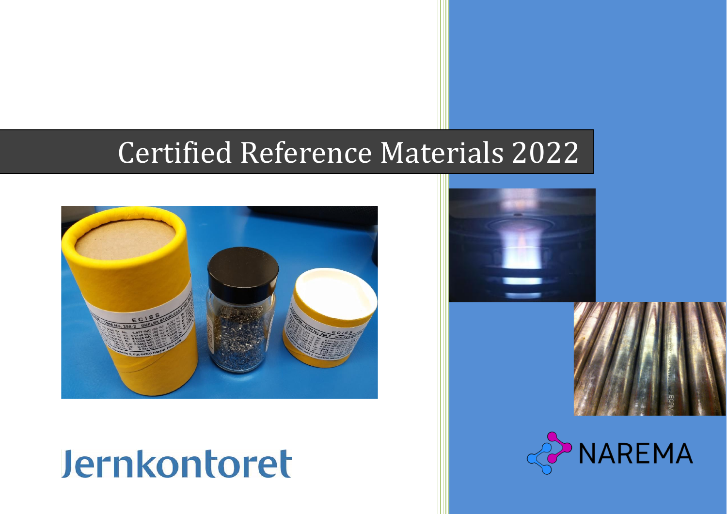# Certified Reference Materials 2022

Jernkontoret

NAREMA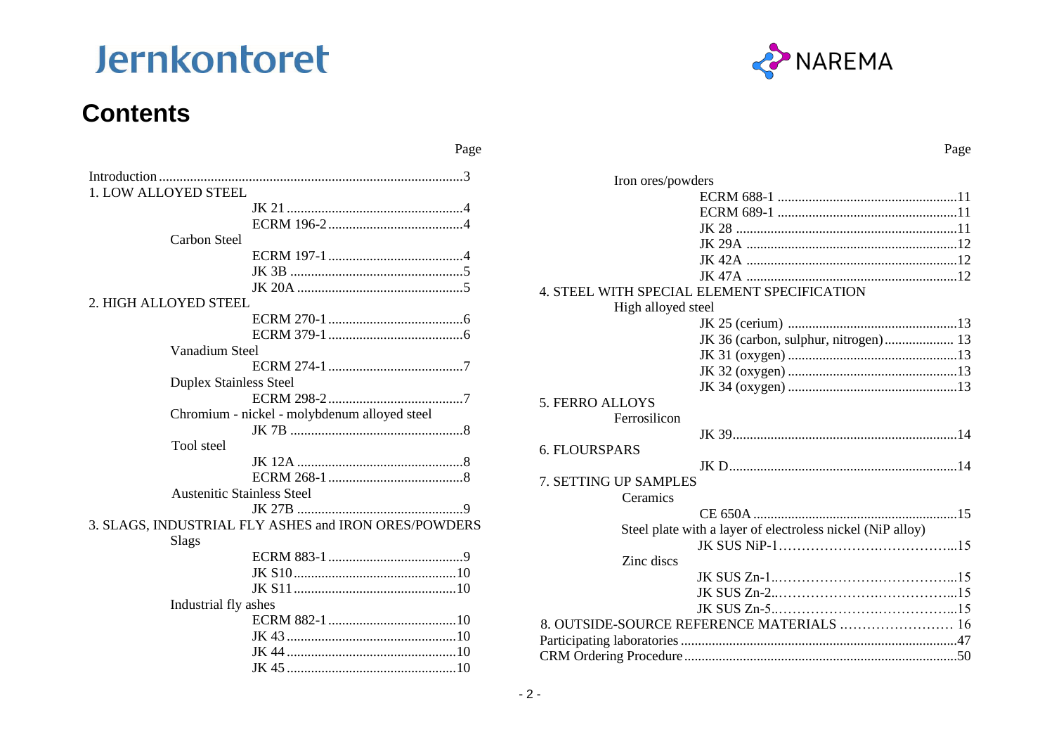Jernkontoret NAREMA

# Contents

| | Page |
|---|---|
| Introduction | 3 |
| **1. LOW ALLOYED STEEL** | |
| JK 21 | 4 |
| ECRM 196-2 | 4 |
| *Carbon Steel* | |
| ECRM 197-1 | 4 |
| JK 3B | 5 |
| JK 20A | 5 |
| **2. HIGH ALLOYED STEEL** | |
| ECRM 270-1 | 6 |
| ECRM 379-1 | 6 |
| *Vanadium Steel* | |
| ECRM 274-1 | 7 |
| *Duplex Stainless Steel* | |
| ECRM 298-2 | 7 |
| *Chromium - nickel - molybdenum alloyed steel* | |
| JK 7B | 8 |
| *Tool steel* | |
| JK 12A | 8 |
| ECRM 268-1 | 8 |
| *Austenitic Stainless Steel* | |
| JK 27B | 9 |
| **3. SLAGS, INDUSTRIAL FLY ASHES and IRON ORES/POWDERS** | |
| *Slags* | |
| ECRM 883-1 | 9 |
| JK S10 | 10 |
| JK S11 | 10 |
| *Industrial fly ashes* | |
| ECRM 882-1 | 10 |
| JK 43 | 10 |
| JK 44 | 10 |
| JK 45 | 10 |
| *Iron ores/powders* | |
| ECRM 688-1 | 11 |
| ECRM 689-1 | 11 |
| JK 28 | 11 |
| JK 29A | 12 |
| JK 42A | 12 |
| JK 47A | 12 |
| **4. STEEL WITH SPECIAL ELEMENT SPECIFICATION** | |
| *High alloyed steel* | |
| JK 25 (cerium) | 13 |
| JK 36 (carbon, sulphur, nitrogen) | 13 |
| JK 31 (oxygen) | 13 |
| JK 32 (oxygen) | 13 |
| JK 34 (oxygen) | 13 |
| **5. FERRO ALLOYS** | |
| *Ferrosilicon* | |
| JK 39 | 14 |
| **6. FLOURSPARS** | |
| JK D | 14 |
| **7. SETTING UP SAMPLES** | |
| *Ceramics* | |
| CE 650A | 15 |
| *Steel plate with a layer of electroless nickel (NiP alloy)* | |
| JK SUS NiP-1 | 15 |
| *Zinc discs* | |
| JK SUS Zn-1 | 15 |
| JK SUS Zn-2 | 15 |
| JK SUS Zn-5 | 15 |
| **8. OUTSIDE-SOURCE REFERENCE MATERIALS** | 16 |
| Participating laboratories | 47 |
| CRM Ordering Procedure | 50 |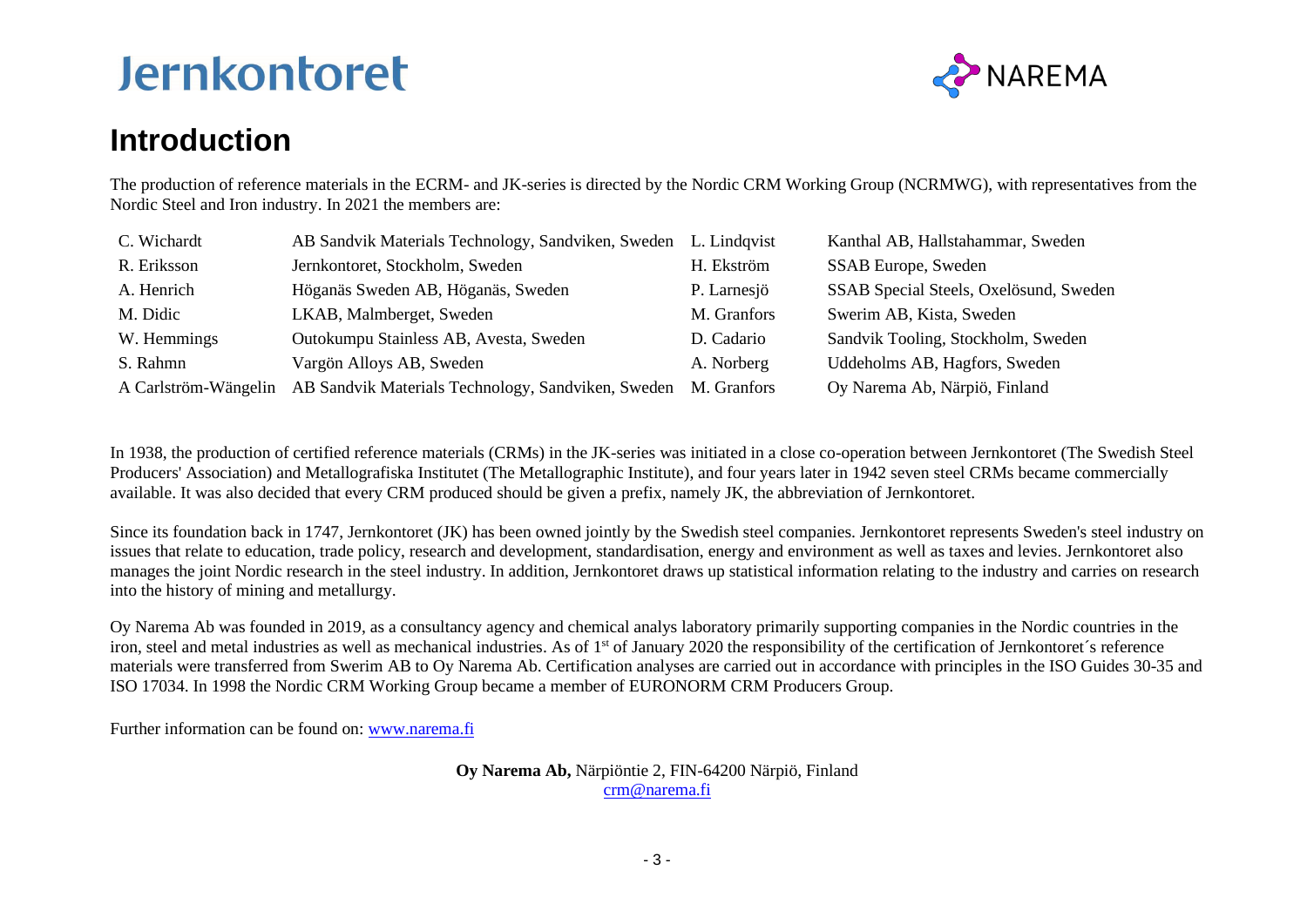# Introduction

The production of reference materials in the ECRM- and JK-series is directed by the Nordic CRM Working Group (NCRMWG), with representatives from the Nordic Steel and Iron industry. In 2021 the members are:

| | | | |
|---|---|---|---|
| C. Wichardt | AB Sandvik Materials Technology, Sandviken, Sweden | L. Lindqvist | Kanthal AB, Hallstahammar, Sweden |
| R. Eriksson | Jernkontoret, Stockholm, Sweden | H. Ekström | SSAB Europe, Sweden |
| A. Henrich | Höganäs Sweden AB, Höganäs, Sweden | P. Larnesjö | SSAB Special Steels, Oxelösund, Sweden |
| M. Didic | LKAB, Malmberget, Sweden | M. Granfors | Swerim AB, Kista, Sweden |
| W. Hemmings | Outokumpu Stainless AB, Avesta, Sweden | D. Cadario | Sandvik Tooling, Stockholm, Sweden |
| S. Rahmn | Vargön Alloys AB, Sweden | A. Norberg | Uddeholms AB, Hagfors, Sweden |
| A Carlström-Wängelin | AB Sandvik Materials Technology, Sandviken, Sweden | M. Granfors | Oy Narema Ab, Närpiö, Finland |

In 1938, the production of certified reference materials (CRMs) in the JK-series was initiated in a close co-operation between Jernkontoret (The Swedish Steel Producers' Association) and Metallografiska Institutet (The Metallographic Institute), and four years later in 1942 seven steel CRMs became commercially available. It was also decided that every CRM produced should be given a prefix, namely JK, the abbreviation of Jernkontoret.

Since its foundation back in 1747, Jernkontoret (JK) has been owned jointly by the Swedish steel companies. Jernkontoret represents Sweden's steel industry on issues that relate to education, trade policy, research and development, standardisation, energy and environment as well as taxes and levies. Jernkontoret also manages the joint Nordic research in the steel industry. In addition, Jernkontoret draws up statistical information relating to the industry and carries on research into the history of mining and metallurgy.

Oy Narema Ab was founded in 2019, as a consultancy agency and chemical analys laboratory primarily supporting companies in the Nordic countries in the iron, steel and metal industries as well as mechanical industries. As of 1st of January 2020 the responsibility of the certification of Jernkontoret´s reference materials were transferred from Swerim AB to Oy Narema Ab. Certification analyses are carried out in accordance with principles in the ISO Guides 30-35 and ISO 17034. In 1998 the Nordic CRM Working Group became a member of EURONORM CRM Producers Group.

Further information can be found on: www.narema.fi

**Oy Narema Ab,** Närpiöntie 2, FIN-64200 Närpiö, Finland
crm@narema.fi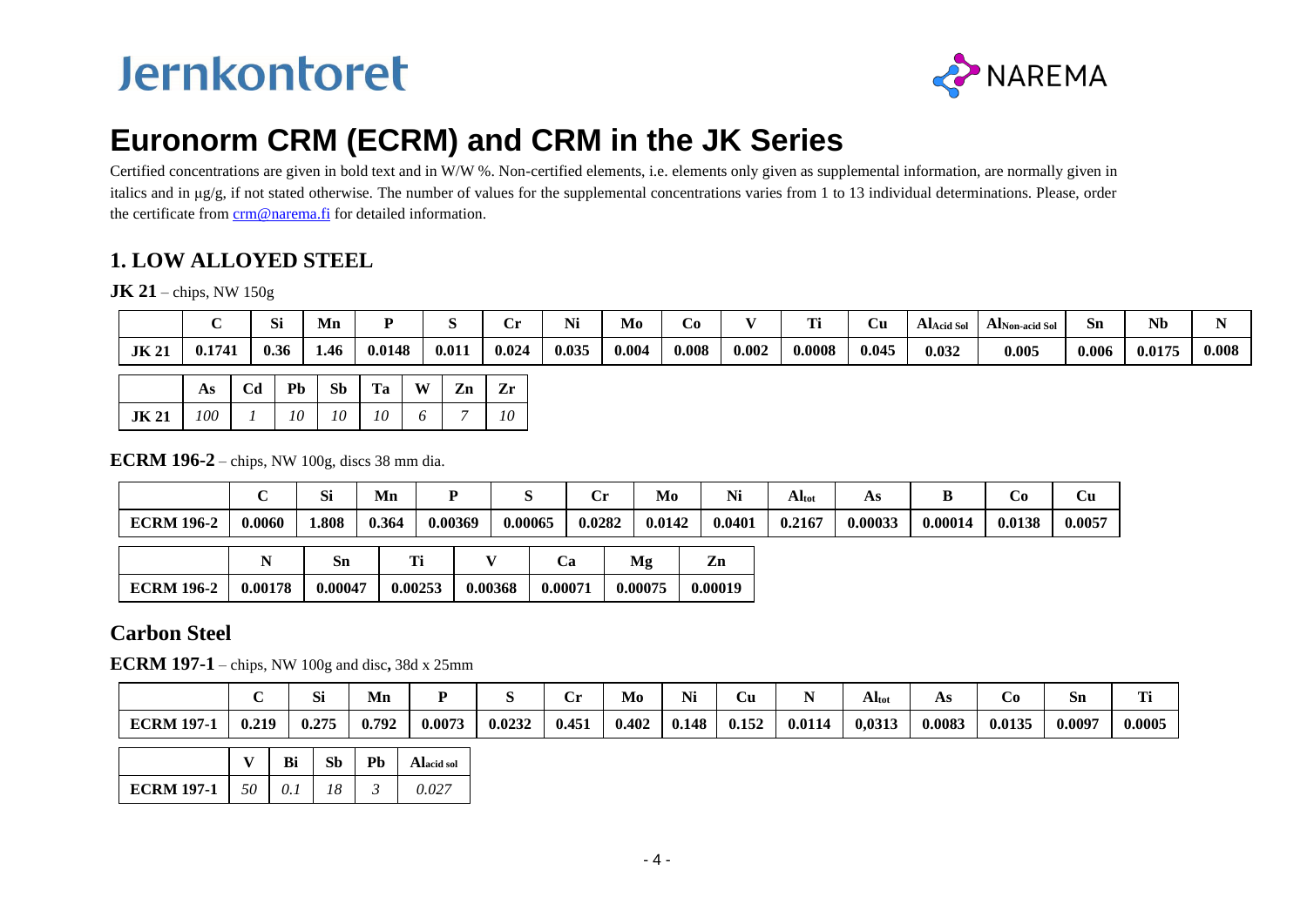# Euronorm CRM (ECRM) and CRM in the JK Series

Certified concentrations are given in bold text and in W/W %. Non-certified elements, i.e. elements only given as supplemental information, are normally given in italics and in µg/g, if not stated otherwise. The number of values for the supplemental concentrations varies from 1 to 13 individual determinations. Please, order the certificate from crm@narema.fi for detailed information.

## 1. LOW ALLOYED STEEL

**JK 21** – chips, NW 150g

| | C | Si | Mn | P | S | Cr | Ni | Mo | Co | V | Ti | Cu | $Al_{Acid\ Sol}$ | $Al_{Non\text{-}acid\ Sol}$ | Sn | Nb | N |
|---|---|---|---|---|---|---|---|---|---|---|---|---|---|---|---|---|---|
| **JK 21** | **0.1741** | **0.36** | **1.46** | **0.0148** | **0.011** | **0.024** | **0.035** | **0.004** | **0.008** | **0.002** | **0.0008** | **0.045** | **0.032** | **0.005** | **0.006** | **0.0175** | **0.008** |

| | As | Cd | Pb | Sb | Ta | W | Zn | Zr |
|---|---|---|---|---|---|---|---|---|
| **JK 21** | *100* | *1* | *10* | *10* | *10* | *6* | *7* | *10* |

**ECRM 196-2** – chips, NW 100g, discs 38 mm dia.

| | C | Si | Mn | P | S | Cr | Mo | Ni | $Al_{tot}$ | As | B | Co | Cu |
|---|---|---|---|---|---|---|---|---|---|---|---|---|---|
| **ECRM 196-2** | **0.0060** | **1.808** | **0.364** | **0.00369** | **0.00065** | **0.0282** | **0.0142** | **0.0401** | **0.2167** | **0.00033** | **0.00014** | **0.0138** | **0.0057** |

| | N | Sn | Ti | V | Ca | Mg | Zn |
|---|---|---|---|---|---|---|---|
| **ECRM 196-2** | **0.00178** | **0.00047** | **0.00253** | **0.00368** | **0.00071** | **0.00075** | **0.00019** |

## Carbon Steel

**ECRM 197-1** – chips, NW 100g and disc**,** 38d x 25mm

| | C | Si | Mn | P | S | Cr | Mo | Ni | Cu | N | $Al_{tot}$ | As | Co | Sn | Ti |
|---|---|---|---|---|---|---|---|---|---|---|---|---|---|---|---|
| **ECRM 197-1** | **0.219** | **0.275** | **0.792** | **0.0073** | **0.0232** | **0.451** | **0.402** | **0.148** | **0.152** | **0.0114** | **0,0313** | **0.0083** | **0.0135** | **0.0097** | **0.0005** |

| | V | Bi | Sb | Pb | $Al_{acid\ sol}$ |
|---|---|---|---|---|---|
| **ECRM 197-1** | *50* | *0.1* | *18* | *3* | *0.027* |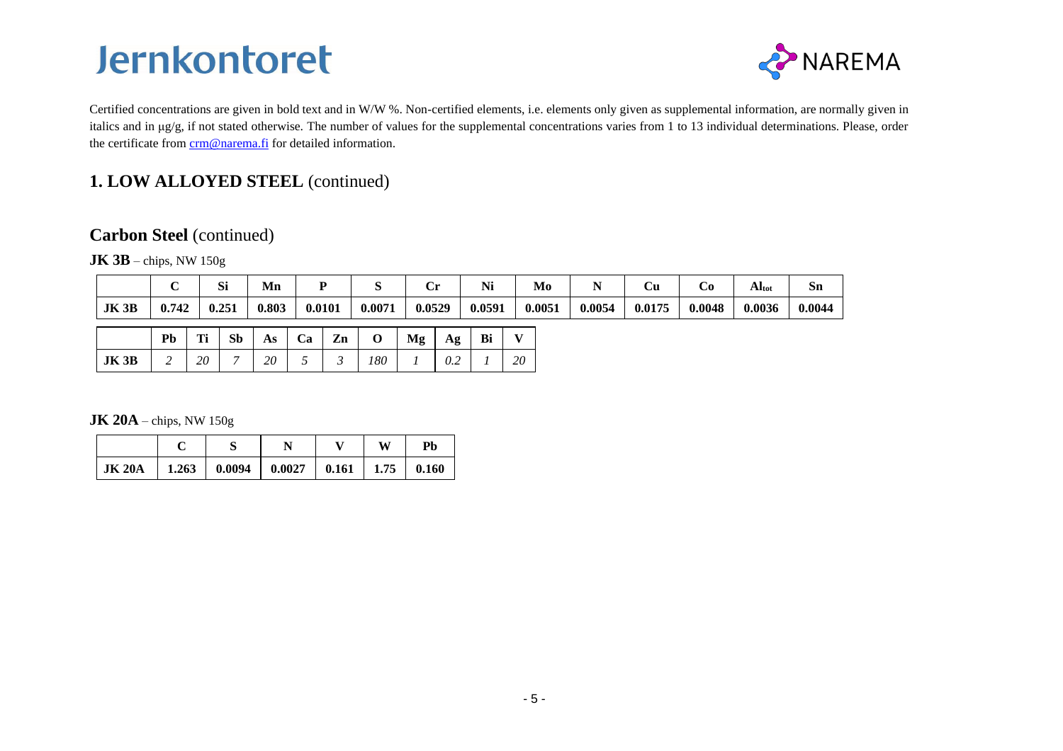Jernkontoret

NAREMA

Certified concentrations are given in bold text and in W/W %. Non-certified elements, i.e. elements only given as supplemental information, are normally given in italics and in µg/g, if not stated otherwise. The number of values for the supplemental concentrations varies from 1 to 13 individual determinations. Please, order the certificate from crm@narema.fi for detailed information.

## 1. LOW ALLOYED STEEL (continued)

### Carbon Steel (continued)

**JK 3B** – chips, NW 150g

| | C | Si | Mn | P | S | Cr | Ni | Mo | N | Cu | Co | $Al_{tot}$ | Sn |
|---|---|---|---|---|---|---|---|---|---|---|---|---|---|
| **JK 3B** | **0.742** | **0.251** | **0.803** | **0.0101** | **0.0071** | **0.0529** | **0.0591** | **0.0051** | **0.0054** | **0.0175** | **0.0048** | **0.0036** | **0.0044** |

| | Pb | Ti | Sb | As | Ca | Zn | O | Mg | Ag | Bi | V |
|---|---|---|---|---|---|---|---|---|---|---|---|
| **JK 3B** | *2* | *20* | *7* | *20* | *5* | *3* | *180* | *1* | *0.2* | *1* | *20* |

**JK 20A** – chips, NW 150g

| | C | S | N | V | W | Pb |
|---|---|---|---|---|---|---|
| **JK 20A** | **1.263** | **0.0094** | **0.0027** | **0.161** | **1.75** | **0.160** |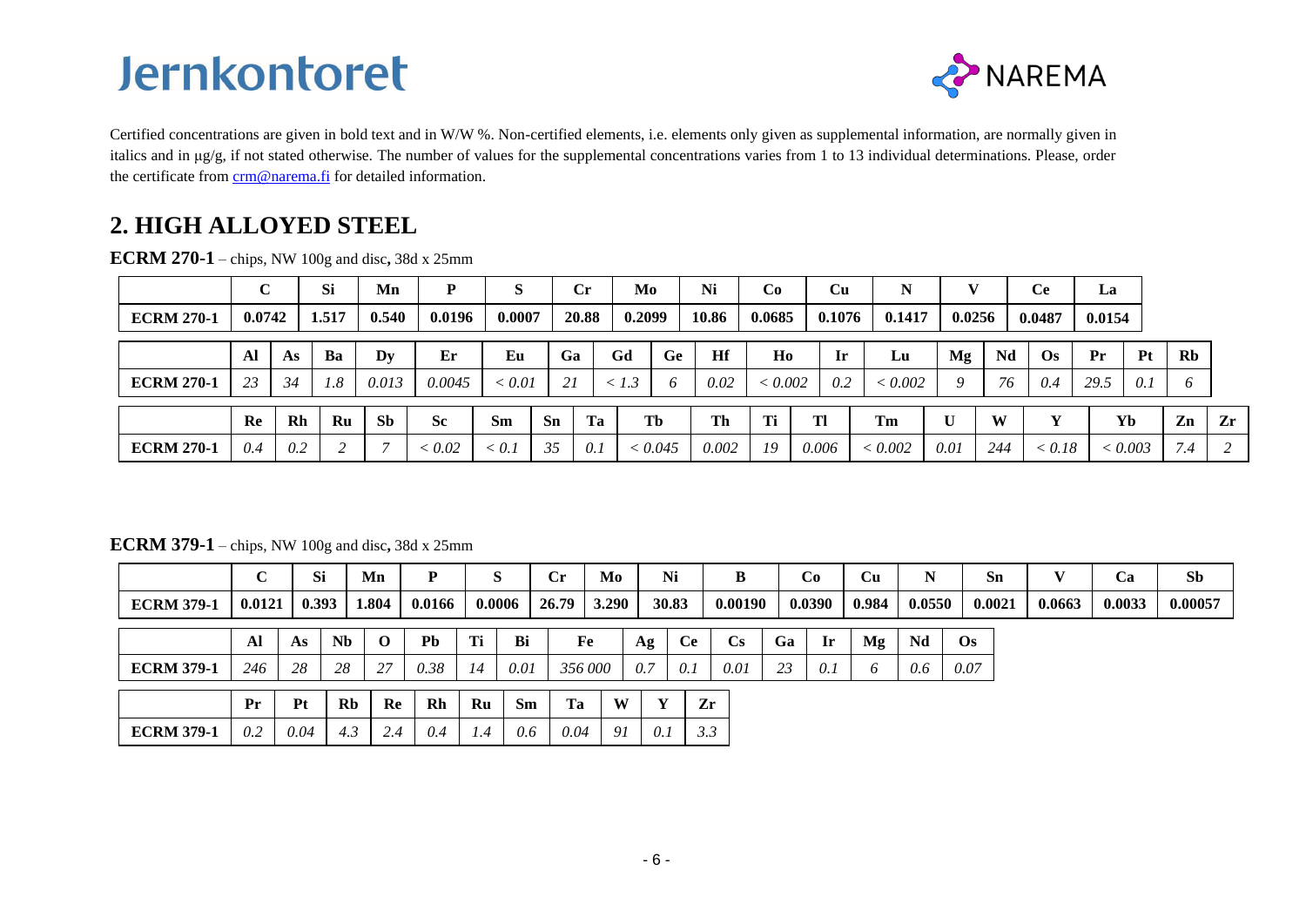Jernkontoret

NAREMA

Certified concentrations are given in bold text and in W/W %. Non-certified elements, i.e. elements only given as supplemental information, are normally given in italics and in µg/g, if not stated otherwise. The number of values for the supplemental concentrations varies from 1 to 13 individual determinations. Please, order the certificate from [crm@narema.fi](mailto:crm@narema.fi) for detailed information.

## 2. HIGH ALLOYED STEEL

**ECRM 270-1** – chips, NW 100g and disc**,** 38d x 25mm

| | C | Si | Mn | P | S | Cr | Mo | Ni | Co | Cu | N | V | Ce | La |
|---|---|---|---|---|---|---|---|---|---|---|---|---|---|---|
| **ECRM 270-1** | **0.0742** | **1.517** | **0.540** | **0.0196** | **0.0007** | **20.88** | **0.2099** | **10.86** | **0.0685** | **0.1076** | **0.1417** | **0.0256** | **0.0487** | **0.0154** |

| | Al | As | Ba | Dy | Er | Eu | Ga | Gd | Ge | Hf | Ho | Ir | Lu | Mg | Nd | Os | Pr | Pt | Rb |
|---|---|---|---|---|---|---|---|---|---|---|---|---|---|---|---|---|---|---|---|
| **ECRM 270-1** | *23* | *34* | *1.8* | *0.013* | *0.0045* | *< 0.01* | *21* | *< 1.3* | *6* | *0.02* | *< 0.002* | *0.2* | *< 0.002* | *9* | *76* | *0.4* | *29.5* | *0.1* | *6* |

| | Re | Rh | Ru | Sb | Sc | Sm | Sn | Ta | Tb | Th | Ti | Tl | Tm | U | W | Y | Yb | Zn | Zr |
|---|---|---|---|---|---|---|---|---|---|---|---|---|---|---|---|---|---|---|---|
| **ECRM 270-1** | *0.4* | *0.2* | *2* | *7* | *< 0.02* | *< 0.1* | *35* | *0.1* | *< 0.045* | *0.002* | *19* | *0.006* | *< 0.002* | *0.01* | *244* | *< 0.18* | *< 0.003* | *7.4* | *2* |

**ECRM 379-1** – chips, NW 100g and disc**,** 38d x 25mm

| | C | Si | Mn | P | S | Cr | Mo | Ni | B | Co | Cu | N | Sn | V | Ca | Sb |
|---|---|---|---|---|---|---|---|---|---|---|---|---|---|---|---|---|
| **ECRM 379-1** | **0.0121** | **0.393** | **1.804** | **0.0166** | **0.0006** | **26.79** | **3.290** | **30.83** | **0.00190** | **0.0390** | **0.984** | **0.0550** | **0.0021** | **0.0663** | **0.0033** | **0.00057** |

| | Al | As | Nb | O | Pb | Ti | Bi | Fe | Ag | Ce | Cs | Ga | Ir | Mg | Nd | Os |
|---|---|---|---|---|---|---|---|---|---|---|---|---|---|---|---|---|
| **ECRM 379-1** | *246* | *28* | *28* | *27* | *0.38* | *14* | *0.01* | *356 000* | *0.7* | *0.1* | *0.01* | *23* | *0.1* | *6* | *0.6* | *0.07* |

| | Pr | Pt | Rb | Re | Rh | Ru | Sm | Ta | W | Y | Zr |
|---|---|---|---|---|---|---|---|---|---|---|---|
| **ECRM 379-1** | *0.2* | *0.04* | *4.3* | *2.4* | *0.4* | *1.4* | *0.6* | *0.04* | *91* | *0.1* | *3.3* |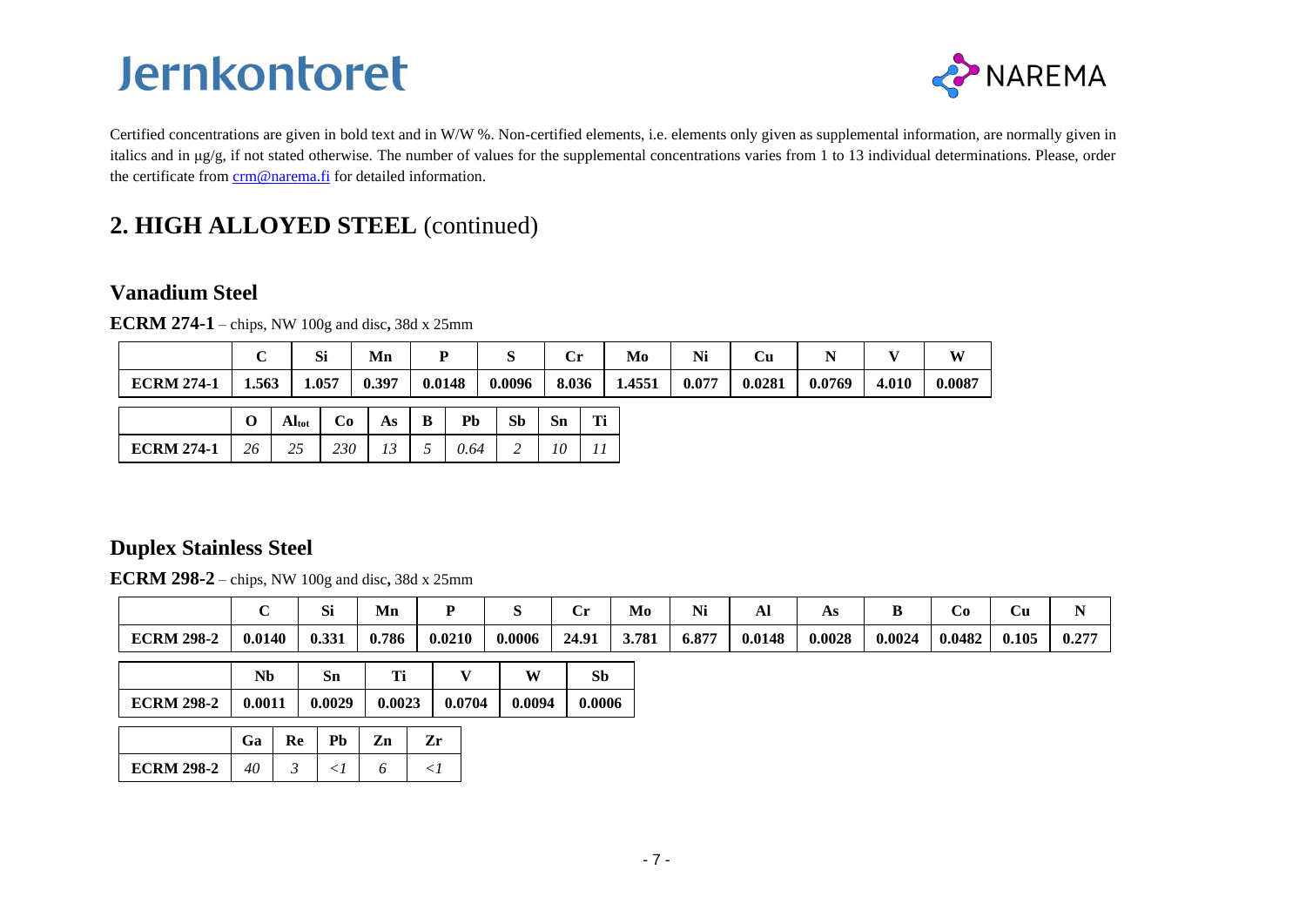Certified concentrations are given in bold text and in W/W %. Non-certified elements, i.e. elements only given as supplemental information, are normally given in italics and in µg/g, if not stated otherwise. The number of values for the supplemental concentrations varies from 1 to 13 individual determinations. Please, order the certificate from crm@narema.fi for detailed information.

## 2. HIGH ALLOYED STEEL (continued)

### Vanadium Steel

**ECRM 274-1** – chips, NW 100g and disc, 38d x 25mm

| | C | Si | Mn | P | S | Cr | Mo | Ni | Cu | N | V | W |
|---|---|---|---|---|---|---|---|---|---|---|---|---|
| **ECRM 274-1** | **1.563** | **1.057** | **0.397** | **0.0148** | **0.0096** | **8.036** | **1.4551** | **0.077** | **0.0281** | **0.0769** | **4.010** | **0.0087** |

| | O | $Al_{tot}$ | Co | As | B | Pb | Sb | Sn | Ti |
|---|---|---|---|---|---|---|---|---|---|
| **ECRM 274-1** | *26* | *25* | *230* | *13* | *5* | *0.64* | *2* | *10* | *11* |

### Duplex Stainless Steel

**ECRM 298-2** – chips, NW 100g and disc, 38d x 25mm

| | C | Si | Mn | P | S | Cr | Mo | Ni | Al | As | B | Co | Cu | N |
|---|---|---|---|---|---|---|---|---|---|---|---|---|---|---|
| **ECRM 298-2** | **0.0140** | **0.331** | **0.786** | **0.0210** | **0.0006** | **24.91** | **3.781** | **6.877** | **0.0148** | **0.0028** | **0.0024** | **0.0482** | **0.105** | **0.277** |

| | Nb | Sn | Ti | V | W | Sb |
|---|---|---|---|---|---|---|
| **ECRM 298-2** | **0.0011** | **0.0029** | **0.0023** | **0.0704** | **0.0094** | **0.0006** |

| | Ga | Re | Pb | Zn | Zr |
|---|---|---|---|---|---|
| **ECRM 298-2** | *40* | *3* | *<1* | *6* | *<1* |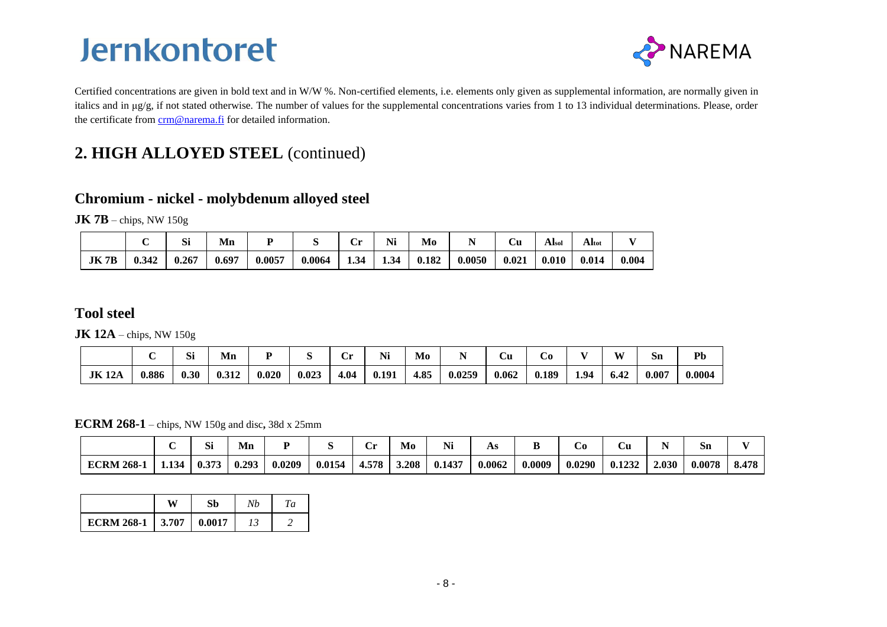Certified concentrations are given in bold text and in W/W %. Non-certified elements, i.e. elements only given as supplemental information, are normally given in italics and in µg/g, if not stated otherwise. The number of values for the supplemental concentrations varies from 1 to 13 individual determinations. Please, order the certificate from crm@narema.fi for detailed information.

## 2. HIGH ALLOYED STEEL (continued)

### Chromium - nickel - molybdenum alloyed steel

**JK 7B** – chips, NW 150g

| | C | Si | Mn | P | S | Cr | Ni | Mo | N | Cu | $Al_{sol}$ | $Al_{tot}$ | V |
|---|---|---|---|---|---|---|---|---|---|---|---|---|---|
| **JK 7B** | **0.342** | **0.267** | **0.697** | **0.0057** | **0.0064** | **1.34** | **1.34** | **0.182** | **0.0050** | **0.021** | **0.010** | **0.014** | **0.004** |

### Tool steel

**JK 12A** – chips, NW 150g

| | C | Si | Mn | P | S | Cr | Ni | Mo | N | Cu | Co | V | W | Sn | Pb |
|---|---|---|---|---|---|---|---|---|---|---|---|---|---|---|---|
| **JK 12A** | **0.886** | **0.30** | **0.312** | **0.020** | **0.023** | **4.04** | **0.191** | **4.85** | **0.0259** | **0.062** | **0.189** | **1.94** | **6.42** | **0.007** | **0.0004** |

**ECRM 268-1** – chips, NW 150g and disc**,** 38d x 25mm

| | C | Si | Mn | P | S | Cr | Mo | Ni | As | B | Co | Cu | N | Sn | V |
|---|---|---|---|---|---|---|---|---|---|---|---|---|---|---|---|
| **ECRM 268-1** | **1.134** | **0.373** | **0.293** | **0.0209** | **0.0154** | **4.578** | **3.208** | **0.1437** | **0.0062** | **0.0009** | **0.0290** | **0.1232** | **2.030** | **0.0078** | **8.478** |

| | W | Sb | *Nb* | *Ta* |
|---|---|---|---|---|
| **ECRM 268-1** | **3.707** | **0.0017** | *13* | *2* |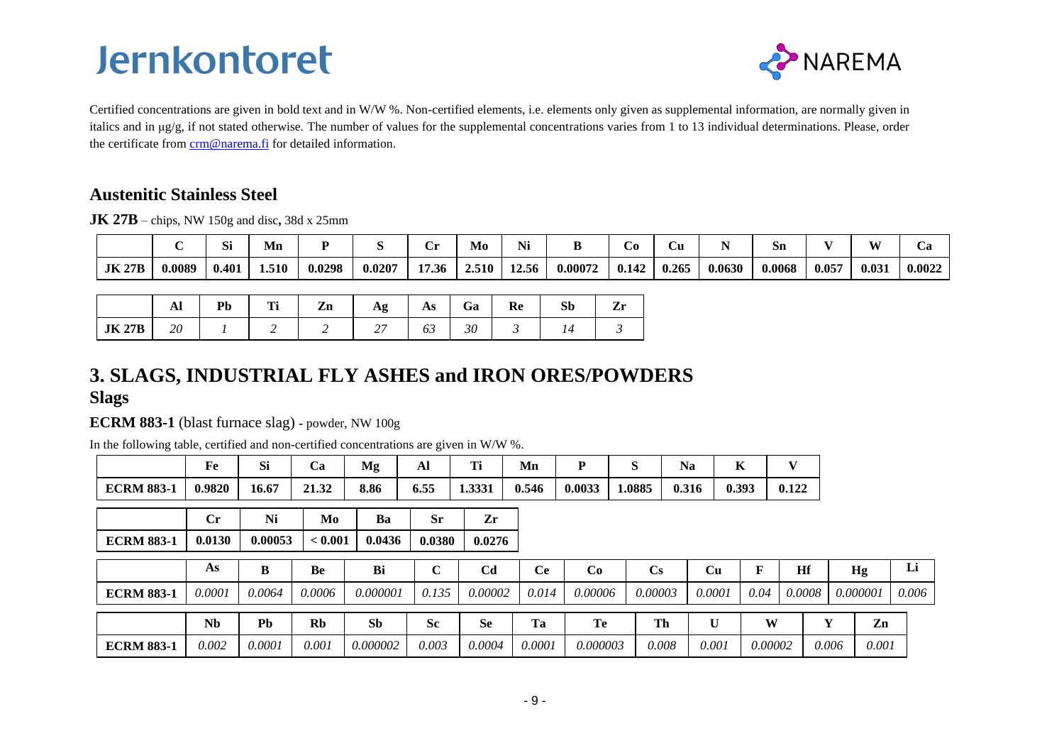Certified concentrations are given in bold text and in W/W %. Non-certified elements, i.e. elements only given as supplemental information, are normally given in italics and in µg/g, if not stated otherwise. The number of values for the supplemental concentrations varies from 1 to 13 individual determinations. Please, order the certificate from [crm@narema.fi](mailto:crm@narema.fi) for detailed information.

## Austenitic Stainless Steel

**JK 27B** – chips, NW 150g and disc**,** 38d x 25mm

| | C | Si | Mn | P | S | Cr | Mo | Ni | B | Co | Cu | N | Sn | V | W | Ca |
|---|---|---|---|---|---|---|---|---|---|---|---|---|---|---|---|---|
| **JK 27B** | **0.0089** | **0.401** | **1.510** | **0.0298** | **0.0207** | **17.36** | **2.510** | **12.56** | **0.00072** | **0.142** | **0.265** | **0.0630** | **0.0068** | **0.057** | **0.031** | **0.0022** |

| | Al | Pb | Ti | Zn | Ag | As | Ga | Re | Sb | Zr |
|---|---|---|---|---|---|---|---|---|---|---|
| **JK 27B** | *20* | *1* | *2* | *2* | *27* | *63* | *30* | *3* | *14* | *3* |

# 3. SLAGS, INDUSTRIAL FLY ASHES and IRON ORES/POWDERS

## Slags

**ECRM 883-1** (blast furnace slag) - powder, NW 100g

In the following table, certified and non-certified concentrations are given in W/W %.

| | Fe | Si | Ca | Mg | Al | Ti | Mn | P | S | Na | K | V |
|---|---|---|---|---|---|---|---|---|---|---|---|---|
| **ECRM 883-1** | **0.9820** | **16.67** | **21.32** | **8.86** | **6.55** | **1.3331** | **0.546** | **0.0033** | **1.0885** | **0.316** | **0.393** | **0.122** |

| | Cr | Ni | Mo | Ba | Sr | Zr |
|---|---|---|---|---|---|---|
| **ECRM 883-1** | **0.0130** | **0.00053** | **< 0.001** | **0.0436** | **0.0380** | **0.0276** |

| | As | B | Be | Bi | C | Cd | Ce | Co | Cs | Cu | F | Hf | Hg | Li |
|---|---|---|---|---|---|---|---|---|---|---|---|---|---|---|
| **ECRM 883-1** | *0.0001* | *0.0064* | *0.0006* | *0.000001* | *0.135* | *0.00002* | *0.014* | *0.00006* | *0.00003* | *0.0001* | *0.04* | *0.0008* | *0.000001* | *0.006* |

| | Nb | Pb | Rb | Sb | Sc | Se | Ta | Te | Th | U | W | Y | Zn |
|---|---|---|---|---|---|---|---|---|---|---|---|---|---|
| **ECRM 883-1** | *0.002* | *0.0001* | *0.001* | *0.000002* | *0.003* | *0.0004* | *0.0001* | *0.000003* | *0.008* | *0.001* | *0.00002* | *0.006* | *0.001* |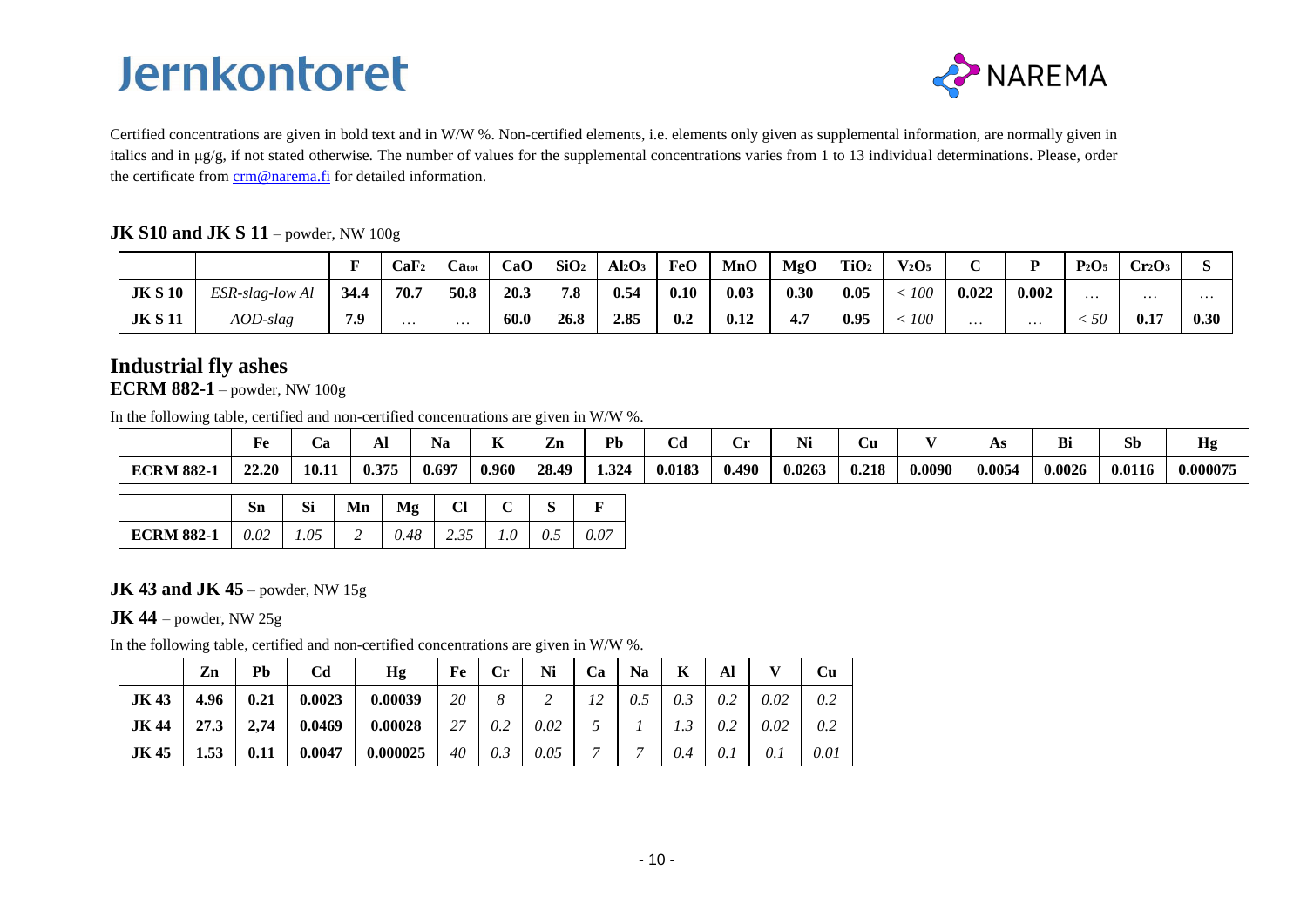Certified concentrations are given in bold text and in W/W %. Non-certified elements, i.e. elements only given as supplemental information, are normally given in italics and in µg/g, if not stated otherwise. The number of values for the supplemental concentrations varies from 1 to 13 individual determinations. Please, order the certificate from crm@narema.fi for detailed information.

**JK S10 and JK S 11** – powder, NW 100g

| | | F | $CaF_2$ | $Ca_{tot}$ | CaO | $SiO_2$ | $Al_2O_3$ | FeO | MnO | MgO | $TiO_2$ | $V_2O_5$ | C | P | $P_2O_5$ | $Cr_2O_3$ | S |
|---|---|---|---|---|---|---|---|---|---|---|---|---|---|---|---|---|---|
| **JK S 10** | *ESR-slag-low Al* | **34.4** | **70.7** | **50.8** | **20.3** | **7.8** | **0.54** | **0.10** | **0.03** | **0.30** | **0.05** | *< 100* | **0.022** | **0.002** | … | … | … |
| **JK S 11** | *AOD-slag* | **7.9** | … | … | **60.0** | **26.8** | **2.85** | **0.2** | **0.12** | **4.7** | **0.95** | *< 100* | … | … | *< 50* | **0.17** | **0.30** |

## Industrial fly ashes

**ECRM 882-1** – powder, NW 100g

In the following table, certified and non-certified concentrations are given in W/W %.

| | Fe | Ca | Al | Na | K | Zn | Pb | Cd | Cr | Ni | Cu | V | As | Bi | Sb | Hg |
|---|---|---|---|---|---|---|---|---|---|---|---|---|---|---|---|---|
| **ECRM 882-1** | **22.20** | **10.11** | **0.375** | **0.697** | **0.960** | **28.49** | **1.324** | **0.0183** | **0.490** | **0.0263** | **0.218** | **0.0090** | **0.0054** | **0.0026** | **0.0116** | **0.000075** |

| | Sn | Si | Mn | Mg | Cl | C | S | F |
|---|---|---|---|---|---|---|---|---|
| **ECRM 882-1** | *0.02* | *1.05* | *2* | *0.48* | *2.35* | *1.0* | *0.5* | *0.07* |

**JK 43 and JK 45** – powder, NW 15g

**JK 44** – powder, NW 25g

In the following table, certified and non-certified concentrations are given in W/W %.

| | Zn | Pb | Cd | Hg | Fe | Cr | Ni | Ca | Na | K | Al | V | Cu |
|---|---|---|---|---|---|---|---|---|---|---|---|---|---|
| **JK 43** | **4.96** | **0.21** | **0.0023** | **0.00039** | *20* | *8* | *2* | *12* | *0.5* | *0.3* | *0.2* | *0.02* | *0.2* |
| **JK 44** | **27.3** | **2,74** | **0.0469** | **0.00028** | *27* | *0.2* | *0.02* | *5* | *1* | *1.3* | *0.2* | *0.02* | *0.2* |
| **JK 45** | **1.53** | **0.11** | **0.0047** | **0.000025** | *40* | *0.3* | *0.05* | *7* | *7* | *0.4* | *0.1* | *0.1* | *0.01* |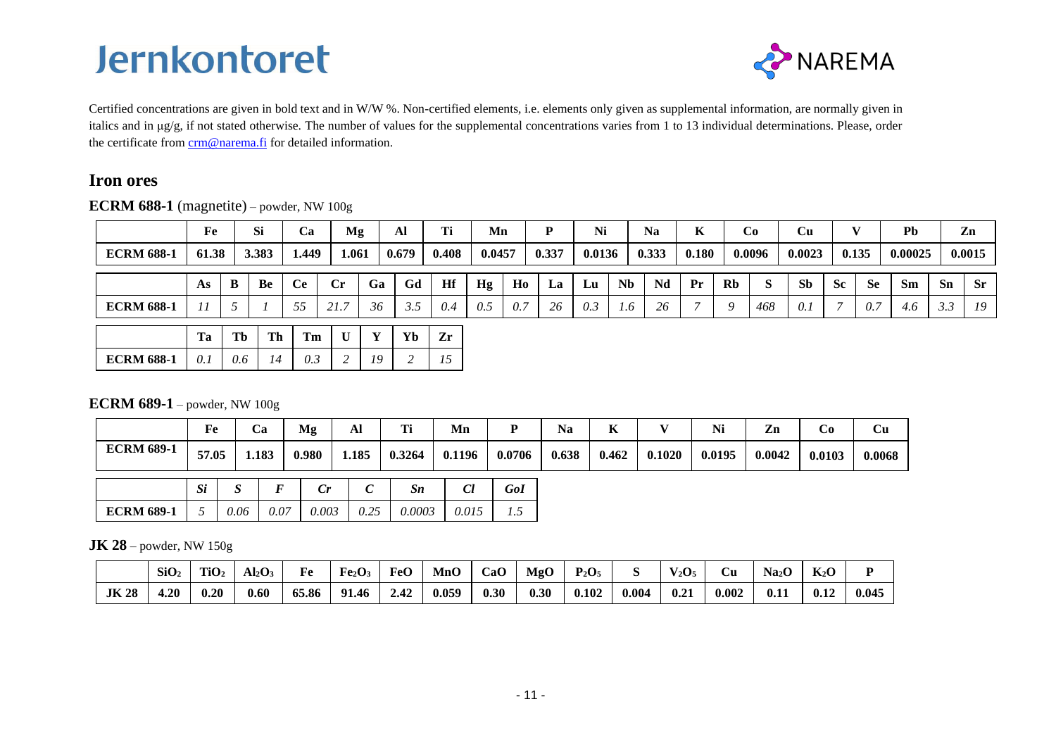Certified concentrations are given in bold text and in W/W %. Non-certified elements, i.e. elements only given as supplemental information, are normally given in italics and in µg/g, if not stated otherwise. The number of values for the supplemental concentrations varies from 1 to 13 individual determinations. Please, order the certificate from [crm@narema.fi](mailto:crm@narema.fi) for detailed information.

## Iron ores

**ECRM 688-1** (magnetite) – powder, NW 100g

| | Fe | Si | Ca | Mg | Al | Ti | Mn | P | Ni | Na | K | Co | Cu | V | Pb | Zn |
|---|---|---|---|---|---|---|---|---|---|---|---|---|---|---|---|---|
| **ECRM 688-1** | **61.38** | **3.383** | **1.449** | **1.061** | **0.679** | **0.408** | **0.0457** | **0.337** | **0.0136** | **0.333** | **0.180** | **0.0096** | **0.0023** | **0.135** | **0.00025** | **0.0015** |

| | As | B | Be | Ce | Cr | Ga | Gd | Hf | Hg | Ho | La | Lu | Nb | Nd | Pr | Rb | S | Sb | Sc | Se | Sm | Sn | Sr |
|---|---|---|---|---|---|---|---|---|---|---|---|---|---|---|---|---|---|---|---|---|---|---|---|
| **ECRM 688-1** | *11* | *5* | *1* | *55* | *21.7* | *36* | *3.5* | *0.4* | *0.5* | *0.7* | *26* | *0.3* | *1.6* | *26* | *7* | *9* | *468* | *0.1* | *7* | *0.7* | *4.6* | *3.3* | *19* |

| | Ta | Tb | Th | Tm | U | Y | Yb | Zr |
|---|---|---|---|---|---|---|---|---|
| **ECRM 688-1** | *0.1* | *0.6* | *14* | *0.3* | *2* | *19* | *2* | *15* |

**ECRM 689-1** – powder, NW 100g

| | Fe | Ca | Mg | Al | Ti | Mn | P | Na | K | V | Ni | Zn | Co | Cu |
|---|---|---|---|---|---|---|---|---|---|---|---|---|---|---|
| **ECRM 689-1** | **57.05** | **1.183** | **0.980** | **1.185** | **0.3264** | **0.1196** | **0.0706** | **0.638** | **0.462** | **0.1020** | **0.0195** | **0.0042** | **0.0103** | **0.0068** |

| | *Si* | *S* | *F* | *Cr* | *C* | *Sn* | *Cl* | *GoI* |
|---|---|---|---|---|---|---|---|---|
| **ECRM 689-1** | *5* | *0.06* | *0.07* | *0.003* | *0.25* | *0.0003* | *0.015* | *1.5* |

**JK 28** – powder, NW 150g

| | $SiO_2$ | $TiO_2$ | $Al_2O_3$ | Fe | $Fe_2O_3$ | FeO | MnO | CaO | MgO | $P_2O_5$ | S | $V_2O_5$ | Cu | $Na_2O$ | $K_2O$ | P |
|---|---|---|---|---|---|---|---|---|---|---|---|---|---|---|---|---|
| **JK 28** | **4.20** | **0.20** | **0.60** | **65.86** | **91.46** | **2.42** | **0.059** | **0.30** | **0.30** | **0.102** | **0.004** | **0.21** | **0.002** | **0.11** | **0.12** | **0.045** |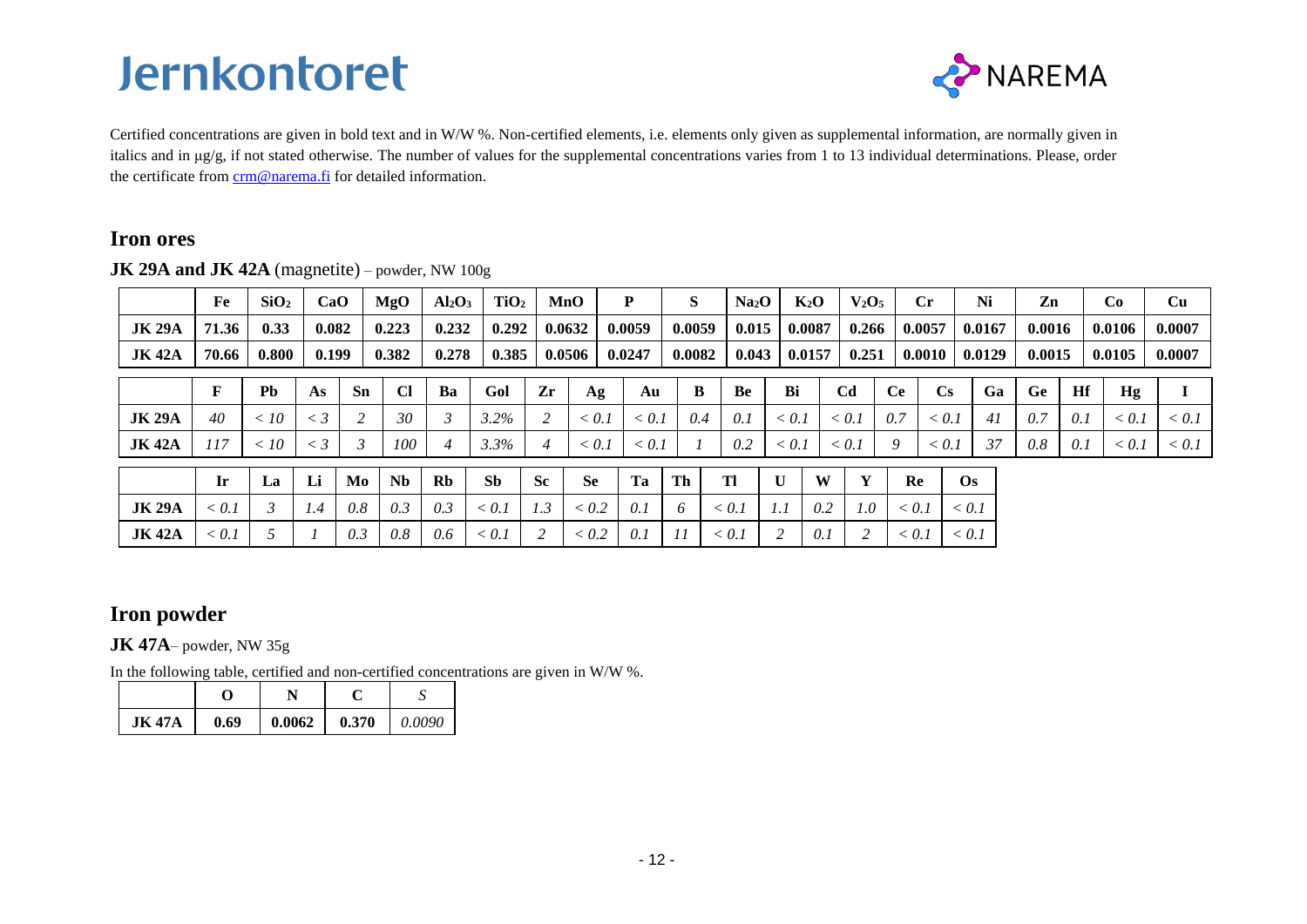# Jernkontoret

NAREMA

Certified concentrations are given in bold text and in W/W %. Non-certified elements, i.e. elements only given as supplemental information, are normally given in italics and in µg/g, if not stated otherwise. The number of values for the supplemental concentrations varies from 1 to 13 individual determinations. Please, order the certificate from crm@narema.fi for detailed information.

## Iron ores

**JK 29A and JK 42A** (magnetite) – powder, NW 100g

| | Fe | $SiO_2$ | CaO | MgO | $Al_2O_3$ | $TiO_2$ | MnO | P | S | $Na_2O$ | $K_2O$ | $V_2O_5$ | Cr | Ni | Zn | Co | Cu |
|---|---|---|---|---|---|---|---|---|---|---|---|---|---|---|---|---|---|
| **JK 29A** | **71.36** | **0.33** | **0.082** | **0.223** | **0.232** | **0.292** | **0.0632** | **0.0059** | **0.0059** | **0.015** | **0.0087** | **0.266** | **0.0057** | **0.0167** | **0.0016** | **0.0106** | **0.0007** |
| **JK 42A** | **70.66** | **0.800** | **0.199** | **0.382** | **0.278** | **0.385** | **0.0506** | **0.0247** | **0.0082** | **0.043** | **0.0157** | **0.251** | **0.0010** | **0.0129** | **0.0015** | **0.0105** | **0.0007** |

| | F | Pb | As | Sn | Cl | Ba | Gol | Zr | Ag | Au | B | Be | Bi | Cd | Ce | Cs | Ga | Ge | Hf | Hg | I |
|---|---|---|---|---|---|---|---|---|---|---|---|---|---|---|---|---|---|---|---|---|---|
| **JK 29A** | *40* | *< 10* | *< 3* | *2* | *30* | *3* | *3.2%* | *2* | *< 0.1* | *< 0.1* | *0.4* | *0.1* | *< 0.1* | *< 0.1* | *0.7* | *< 0.1* | *41* | *0.7* | *0.1* | *< 0.1* | *< 0.1* |
| **JK 42A** | *117* | *< 10* | *< 3* | *3* | *100* | *4* | *3.3%* | *4* | *< 0.1* | *< 0.1* | *1* | *0.2* | *< 0.1* | *< 0.1* | *9* | *< 0.1* | *37* | *0.8* | *0.1* | *< 0.1* | *< 0.1* |

| | Ir | La | Li | Mo | Nb | Rb | Sb | Sc | Se | Ta | Th | Tl | U | W | Y | Re | Os |
|---|---|---|---|---|---|---|---|---|---|---|---|---|---|---|---|---|---|
| **JK 29A** | *< 0.1* | *3* | *1.4* | *0.8* | *0.3* | *0.3* | *< 0.1* | *1.3* | *< 0.2* | *0.1* | *6* | *< 0.1* | *1.1* | *0.2* | *1.0* | *< 0.1* | *< 0.1* |
| **JK 42A** | *< 0.1* | *5* | *1* | *0.3* | *0.8* | *0.6* | *< 0.1* | *2* | *< 0.2* | *0.1* | *11* | *< 0.1* | *2* | *0.1* | *2* | *< 0.1* | *< 0.1* |

## Iron powder

**JK 47A**– powder, NW 35g

In the following table, certified and non-certified concentrations are given in W/W %.

| | O | N | C | *S* |
|---|---|---|---|---|
| **JK 47A** | **0.69** | **0.0062** | **0.370** | *0.0090* |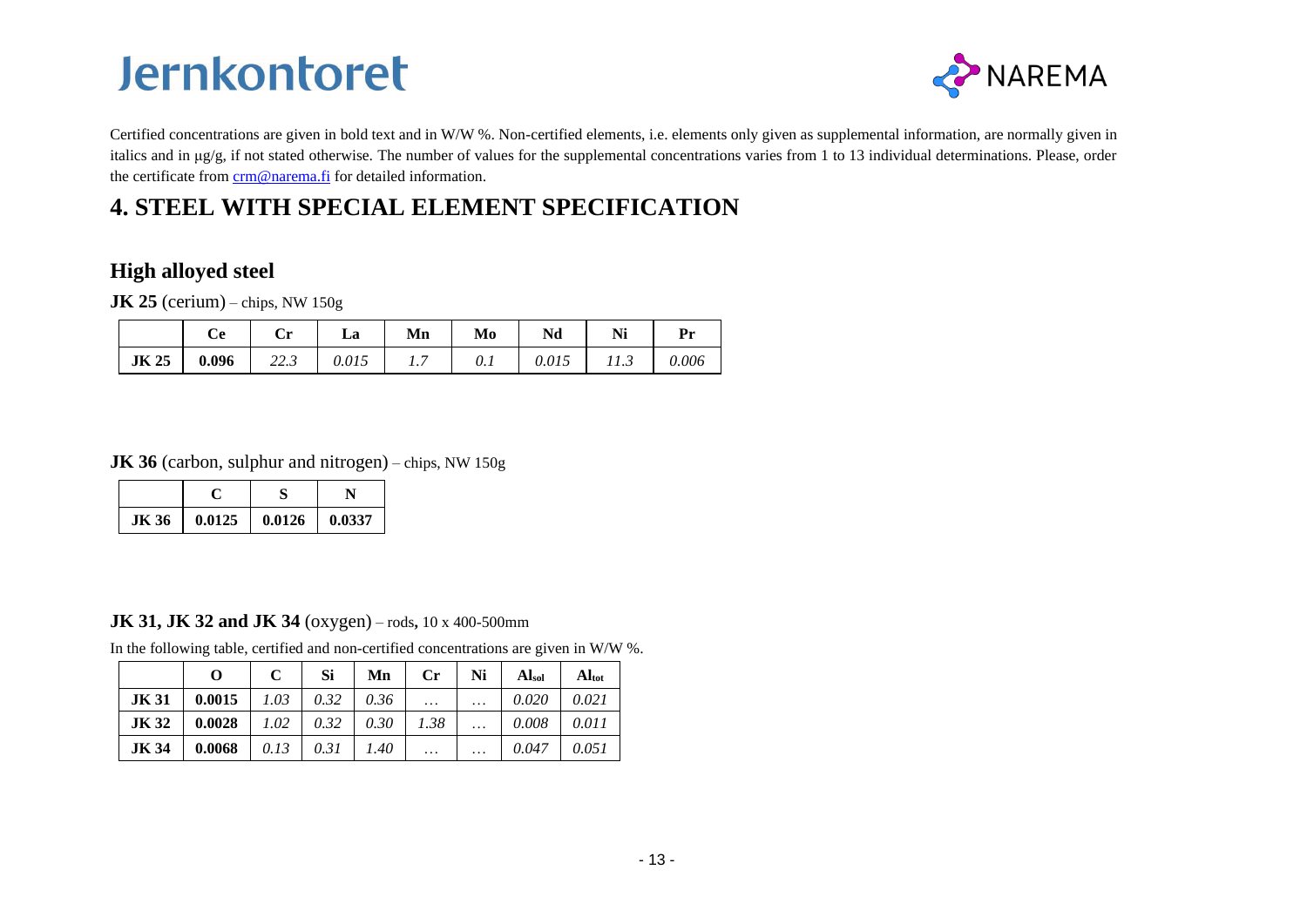# Jernkontoret

NAREMA

Certified concentrations are given in bold text and in W/W %. Non-certified elements, i.e. elements only given as supplemental information, are normally given in italics and in µg/g, if not stated otherwise. The number of values for the supplemental concentrations varies from 1 to 13 individual determinations. Please, order the certificate from crm@narema.fi for detailed information.

## 4. STEEL WITH SPECIAL ELEMENT SPECIFICATION

### High alloyed steel

**JK 25** (cerium) – chips, NW 150g

| | Ce | Cr | La | Mn | Mo | Nd | Ni | Pr |
|---|---|---|---|---|---|---|---|---|
| **JK 25** | **0.096** | *22.3* | *0.015* | *1.7* | *0.1* | *0.015* | *11.3* | *0.006* |

**JK 36** (carbon, sulphur and nitrogen) – chips, NW 150g

| | C | S | N |
|---|---|---|---|
| **JK 36** | **0.0125** | **0.0126** | **0.0337** |

**JK 31, JK 32 and JK 34** (oxygen) – rods, 10 x 400-500mm

In the following table, certified and non-certified concentrations are given in W/W %.

| | O | C | Si | Mn | Cr | Ni | $Al_{sol}$ | $Al_{tot}$ |
|---|---|---|---|---|---|---|---|---|
| **JK 31** | **0.0015** | *1.03* | *0.32* | *0.36* | … | … | *0.020* | *0.021* |
| **JK 32** | **0.0028** | *1.02* | *0.32* | *0.30* | *1.38* | … | *0.008* | *0.011* |
| **JK 34** | **0.0068** | *0.13* | *0.31* | *1.40* | … | … | *0.047* | *0.051* |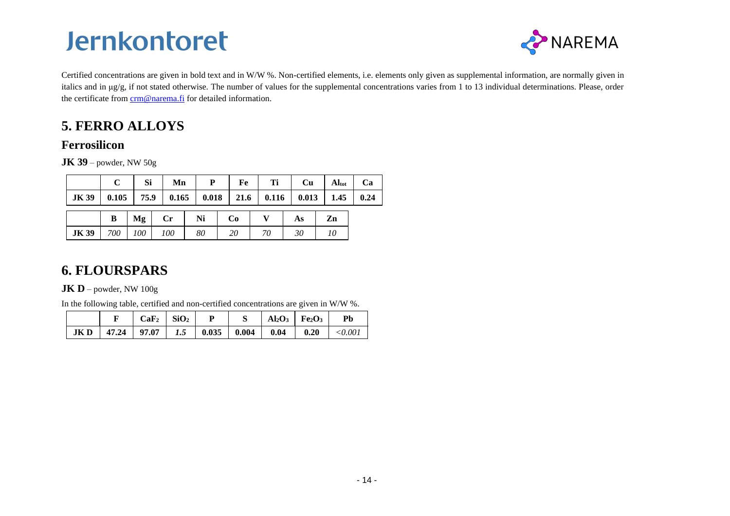Certified concentrations are given in bold text and in W/W %. Non-certified elements, i.e. elements only given as supplemental information, are normally given in italics and in µg/g, if not stated otherwise. The number of values for the supplemental concentrations varies from 1 to 13 individual determinations. Please, order the certificate from [crm@narema.fi](mailto:crm@narema.fi) for detailed information.

## 5. FERRO ALLOYS

### Ferrosilicon

**JK 39** – powder, NW 50g

| | C | Si | Mn | P | Fe | Ti | Cu | $Al_{tot}$ | Ca |
|---|---|---|---|---|---|---|---|---|---|
| **JK 39** | **0.105** | **75.9** | **0.165** | **0.018** | **21.6** | **0.116** | **0.013** | **1.45** | **0.24** |

| | B | Mg | Cr | Ni | Co | V | As | Zn |
|---|---|---|---|---|---|---|---|---|
| **JK 39** | *700* | *100* | *100* | *80* | *20* | *70* | *30* | *10* |

## 6. FLOURSPARS

**JK D** – powder, NW 100g

In the following table, certified and non-certified concentrations are given in W/W %.

| | F | $CaF_2$ | $SiO_2$ | P | S | $Al_2O_3$ | $Fe_2O_3$ | Pb |
|---|---|---|---|---|---|---|---|---|
| **JK D** | **47.24** | **97.07** | ***1.5*** | **0.035** | **0.004** | **0.04** | **0.20** | *<0.001* |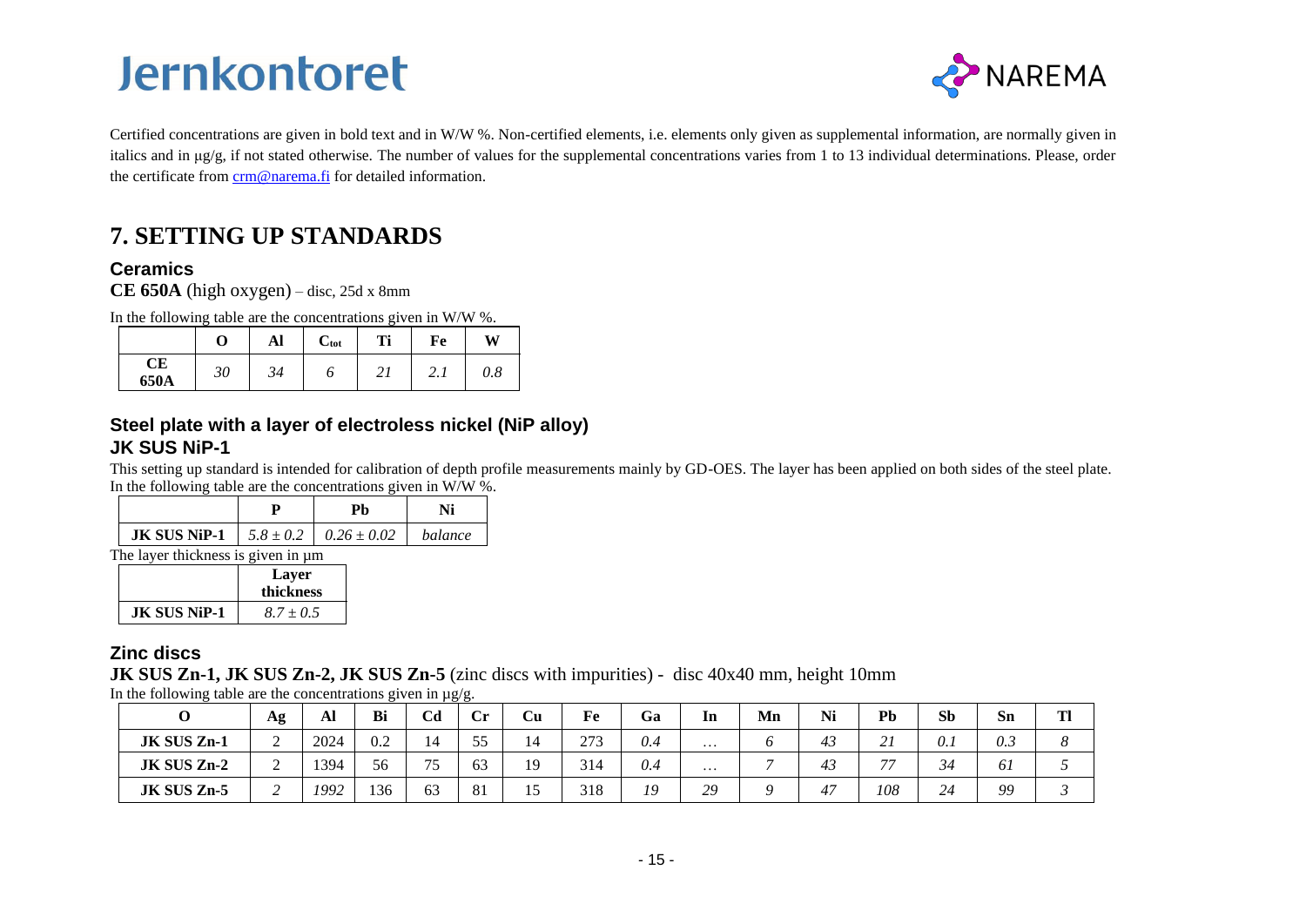Certified concentrations are given in bold text and in W/W %. Non-certified elements, i.e. elements only given as supplemental information, are normally given in italics and in µg/g, if not stated otherwise. The number of values for the supplemental concentrations varies from 1 to 13 individual determinations. Please, order the certificate from crm@narema.fi for detailed information.

# 7. SETTING UP STANDARDS

## Ceramics

**CE 650A** (high oxygen) – disc, 25d x 8mm

In the following table are the concentrations given in W/W %.

| | O | Al | $C_{tot}$ | Ti | Fe | W |
|---|---|---|---|---|---|---|
| **CE 650A** | *30* | *34* | *6* | *21* | *2.1* | *0.8* |

## Steel plate with a layer of electroless nickel (NiP alloy)

### JK SUS NiP-1

This setting up standard is intended for calibration of depth profile measurements mainly by GD-OES. The layer has been applied on both sides of the steel plate. In the following table are the concentrations given in W/W %.

| | P | Pb | Ni |
|---|---|---|---|
| **JK SUS NiP-1** | *5.8 ± 0.2* | *0.26 ± 0.02* | *balance* |

The layer thickness is given in µm

| | Layer thickness |
|---|---|
| **JK SUS NiP-1** | *8.7 ± 0.5* |

## Zinc discs

**JK SUS Zn-1, JK SUS Zn-2, JK SUS Zn-5** (zinc discs with impurities) - disc 40x40 mm, height 10mm

In the following table are the concentrations given in µg/g.

| O | Ag | Al | Bi | Cd | Cr | Cu | Fe | Ga | In | Mn | Ni | Pb | Sb | Sn | Tl |
|---|---|---|---|---|---|---|---|---|---|---|---|---|---|---|---|
| **JK SUS Zn-1** | 2 | 2024 | 0.2 | 14 | 55 | 14 | 273 | *0.4* | ... | *6* | *43* | *21* | *0.1* | *0.3* | *8* |
| **JK SUS Zn-2** | 2 | 1394 | 56 | 75 | 63 | 19 | 314 | *0.4* | ... | *7* | *43* | *77* | *34* | *61* | *5* |
| **JK SUS Zn-5** | *2* | *1992* | 136 | 63 | 81 | 15 | 318 | *19* | *29* | *9* | *47* | *108* | *24* | *99* | *3* |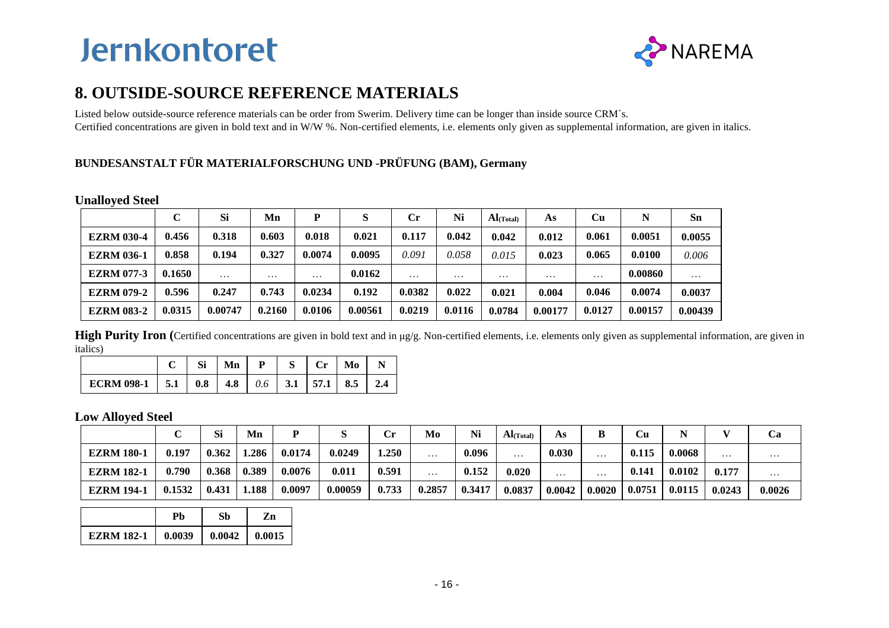# 8. OUTSIDE-SOURCE REFERENCE MATERIALS

Listed below outside-source reference materials can be order from Swerim. Delivery time can be longer than inside source CRM´s.
Certified concentrations are given in bold text and in W/W %. Non-certified elements, i.e. elements only given as supplemental information, are given in italics.

### BUNDESANSTALT FÜR MATERIALFORSCHUNG UND -PRÜFUNG (BAM), Germany

**Unalloyed Steel**

| | C | Si | Mn | P | S | Cr | Ni | $Al_{(Total)}$ | As | Cu | N | Sn |
|---|---|---|---|---|---|---|---|---|---|---|---|---|
| **EZRM 030-4** | **0.456** | **0.318** | **0.603** | **0.018** | **0.021** | **0.117** | **0.042** | **0.042** | **0.012** | **0.061** | **0.0051** | **0.0055** |
| **EZRM 036-1** | **0.858** | **0.194** | **0.327** | **0.0074** | **0.0095** | *0.091* | *0.058* | *0.015* | **0.023** | **0.065** | **0.0100** | *0.006* |
| **EZRM 077-3** | **0.1650** | … | … | … | **0.0162** | … | … | … | … | … | **0.00860** | … |
| **EZRM 079-2** | **0.596** | **0.247** | **0.743** | **0.0234** | **0.192** | **0.0382** | **0.022** | **0.021** | **0.004** | **0.046** | **0.0074** | **0.0037** |
| **EZRM 083-2** | **0.0315** | **0.00747** | **0.2160** | **0.0106** | **0.00561** | **0.0219** | **0.0116** | **0.0784** | **0.00177** | **0.0127** | **0.00157** | **0.00439** |

**High Purity Iron** (Certified concentrations are given in bold text and in µg/g. Non-certified elements, i.e. elements only given as supplemental information, are given in italics)

| | C | Si | Mn | P | S | Cr | Mo | N |
|---|---|---|---|---|---|---|---|---|
| **ECRM 098-1** | **5.1** | **0.8** | **4.8** | *0.6* | **3.1** | **57.1** | **8.5** | **2.4** |

**Low Alloyed Steel**

| | C | Si | Mn | P | S | Cr | Mo | Ni | $Al_{(Total)}$ | As | B | Cu | N | V | Ca |
|---|---|---|---|---|---|---|---|---|---|---|---|---|---|---|---|
| **EZRM 180-1** | **0.197** | **0.362** | **1.286** | **0.0174** | **0.0249** | **1.250** | … | **0.096** | … | **0.030** | … | **0.115** | **0.0068** | … | … |
| **EZRM 182-1** | **0.790** | **0.368** | **0.389** | **0.0076** | **0.011** | **0.591** | … | **0.152** | **0.020** | … | … | **0.141** | **0.0102** | **0.177** | … |
| **EZRM 194-1** | **0.1532** | **0.431** | **1.188** | **0.0097** | **0.00059** | **0.733** | **0.2857** | **0.3417** | **0.0837** | **0.0042** | **0.0020** | **0.0751** | **0.0115** | **0.0243** | **0.0026** |

| | Pb | Sb | Zn |
|---|---|---|---|
| **EZRM 182-1** | **0.0039** | **0.0042** | **0.0015** |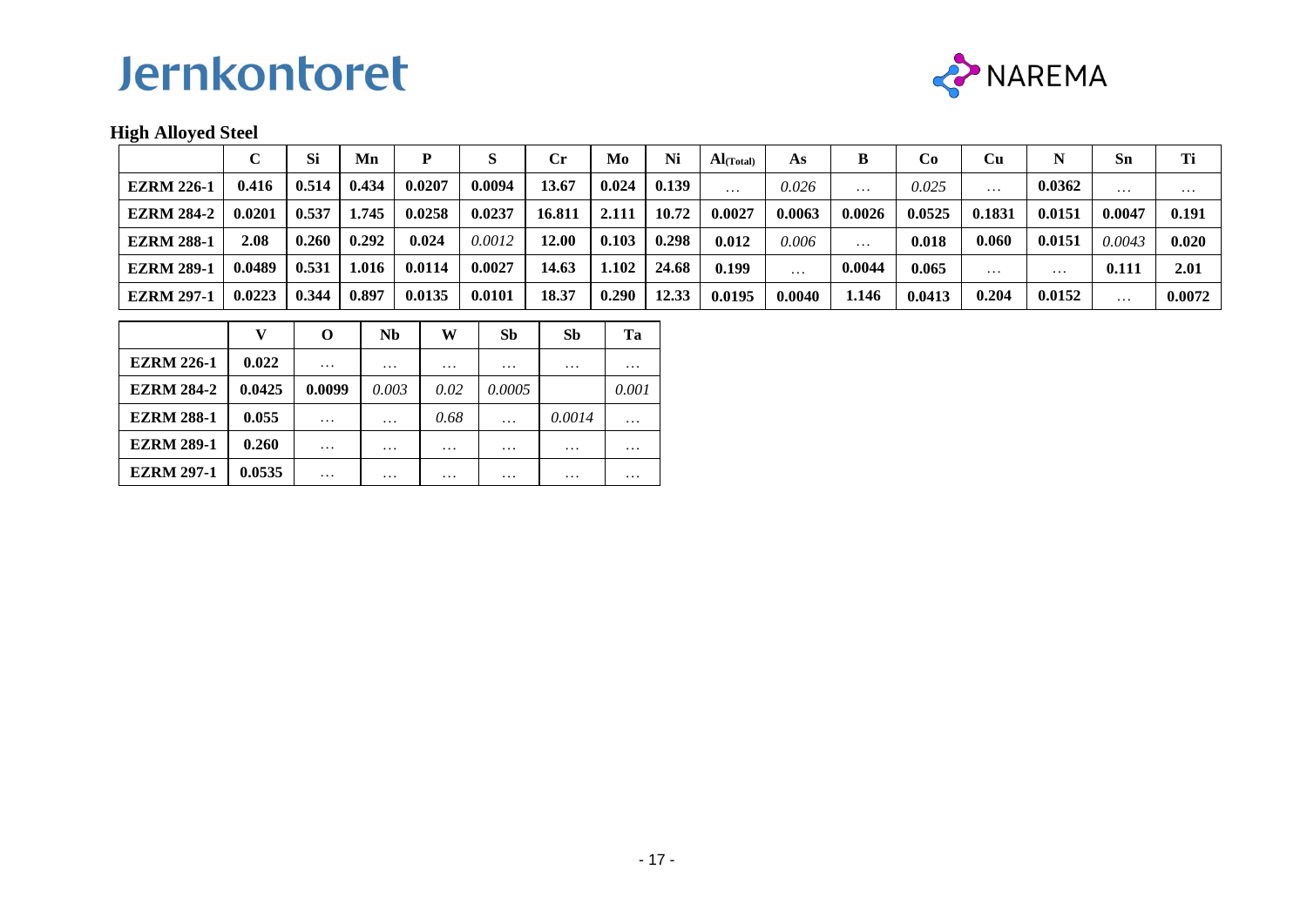Jernkontoret

NAREMA

**High Alloyed Steel**

| | C | Si | Mn | P | S | Cr | Mo | Ni | $Al_{(Total)}$ | As | B | Co | Cu | N | Sn | Ti |
|---|---|---|---|---|---|---|---|---|---|---|---|---|---|---|---|---|
| **EZRM 226-1** | **0.416** | **0.514** | **0.434** | **0.0207** | **0.0094** | **13.67** | **0.024** | **0.139** | … | *0.026* | … | *0.025* | … | **0.0362** | … | … |
| **EZRM 284-2** | **0.0201** | **0.537** | **1.745** | **0.0258** | **0.0237** | **16.811** | **2.111** | **10.72** | **0.0027** | **0.0063** | **0.0026** | **0.0525** | **0.1831** | **0.0151** | **0.0047** | **0.191** |
| **EZRM 288-1** | **2.08** | **0.260** | **0.292** | **0.024** | *0.0012* | **12.00** | **0.103** | **0.298** | **0.012** | *0.006* | … | **0.018** | **0.060** | **0.0151** | *0.0043* | **0.020** |
| **EZRM 289-1** | **0.0489** | **0.531** | **1.016** | **0.0114** | **0.0027** | **14.63** | **1.102** | **24.68** | **0.199** | … | **0.0044** | **0.065** | … | … | **0.111** | **2.01** |
| **EZRM 297-1** | **0.0223** | **0.344** | **0.897** | **0.0135** | **0.0101** | **18.37** | **0.290** | **12.33** | **0.0195** | **0.0040** | **1.146** | **0.0413** | **0.204** | **0.0152** | … | **0.0072** |

| | V | O | Nb | W | Sb | Sb | Ta |
|---|---|---|---|---|---|---|---|
| **EZRM 226-1** | **0.022** | … | … | … | … | … | … |
| **EZRM 284-2** | **0.0425** | **0.0099** | *0.003* | *0.02* | *0.0005* | | *0.001* |
| **EZRM 288-1** | **0.055** | … | … | *0.68* | … | *0.0014* | … |
| **EZRM 289-1** | **0.260** | … | … | … | … | … | … |
| **EZRM 297-1** | **0.0535** | … | … | … | … | … | … |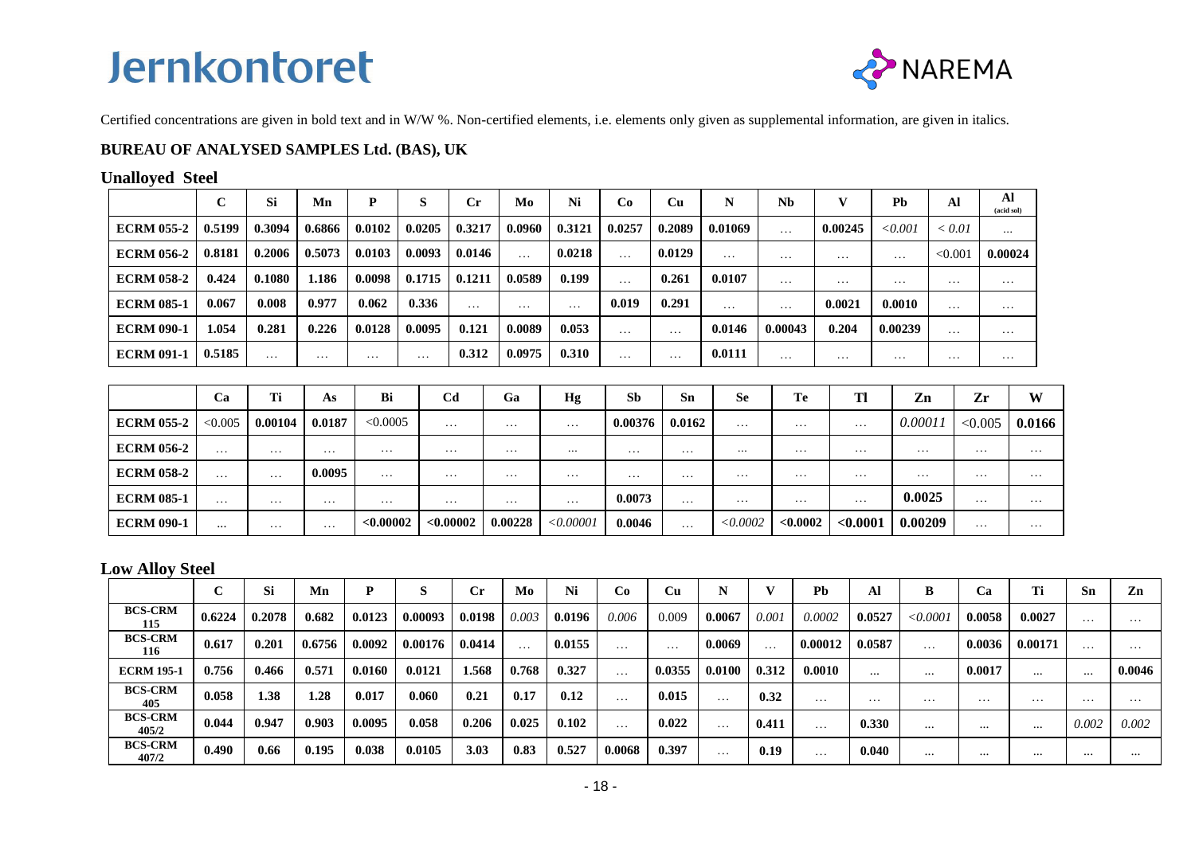Jernkontoret

NAREMA

Certified concentrations are given in bold text and in W/W %. Non-certified elements, i.e. elements only given as supplemental information, are given in italics.

**BUREAU OF ANALYSED SAMPLES Ltd. (BAS), UK**

## Unalloyed Steel

| | C | Si | Mn | P | S | Cr | Mo | Ni | Co | Cu | N | Nb | V | Pb | Al | Al (acid sol) |
|---|---|---|---|---|---|---|---|---|---|---|---|---|---|---|---|---|
| **ECRM 055-2** | **0.5199** | **0.3094** | **0.6866** | **0.0102** | **0.0205** | **0.3217** | **0.0960** | **0.3121** | **0.0257** | **0.2089** | **0.01069** | … | **0.00245** | *<0.001* | *< 0.01* | … |
| **ECRM 056-2** | **0.8181** | **0.2006** | **0.5073** | **0.0103** | **0.0093** | **0.0146** | … | **0.0218** | … | **0.0129** | … | … | … | … | <0.001 | **0.00024** |
| **ECRM 058-2** | **0.424** | **0.1080** | **1.186** | **0.0098** | **0.1715** | **0.1211** | **0.0589** | **0.199** | … | **0.261** | **0.0107** | … | … | … | … | … |
| **ECRM 085-1** | **0.067** | **0.008** | **0.977** | **0.062** | **0.336** | … | … | … | **0.019** | **0.291** | … | … | **0.0021** | **0.0010** | … | … |
| **ECRM 090-1** | **1.054** | **0.281** | **0.226** | **0.0128** | **0.0095** | **0.121** | **0.0089** | **0.053** | … | … | **0.0146** | **0.00043** | **0.204** | **0.00239** | … | … |
| **ECRM 091-1** | **0.5185** | … | … | … | … | **0.312** | **0.0975** | **0.310** | … | … | **0.0111** | … | … | … | … | … |

| | Ca | Ti | As | Bi | Cd | Ga | Hg | Sb | Sn | Se | Te | Tl | Zn | Zr | W |
|---|---|---|---|---|---|---|---|---|---|---|---|---|---|---|---|
| **ECRM 055-2** | <0.005 | **0.00104** | **0.0187** | <0.0005 | … | … | … | **0.00376** | **0.0162** | … | … | … | *0.00011* | <0.005 | **0.0166** |
| **ECRM 056-2** | … | … | … | … | … | … | … | … | … | … | … | … | … | … | … |
| **ECRM 058-2** | … | … | **0.0095** | … | … | … | … | … | … | … | … | … | … | … | … |
| **ECRM 085-1** | … | … | … | … | … | … | … | **0.0073** | … | … | … | … | **0.0025** | … | … |
| **ECRM 090-1** | … | … | … | **<0.00002** | **<0.00002** | **0.00228** | *<0.00001* | **0.0046** | … | *<0.0002* | **<0.0002** | **<0.0001** | **0.00209** | … | … |

## Low Alloy Steel

| | C | Si | Mn | P | S | Cr | Mo | Ni | Co | Cu | N | V | Pb | Al | B | Ca | Ti | Sn | Zn |
|---|---|---|---|---|---|---|---|---|---|---|---|---|---|---|---|---|---|---|---|
| **BCS-CRM 115** | **0.6224** | **0.2078** | **0.682** | **0.0123** | **0.00093** | **0.0198** | *0.003* | **0.0196** | *0.006* | 0.009 | **0.0067** | *0.001* | *0.0002* | **0.0527** | *<0.0001* | **0.0058** | **0.0027** | … | … |
| **BCS-CRM 116** | **0.617** | **0.201** | **0.6756** | **0.0092** | **0.00176** | **0.0414** | … | **0.0155** | … | … | **0.0069** | … | **0.00012** | **0.0587** | … | **0.0036** | **0.00171** | … | … |
| **ECRM 195-1** | **0.756** | **0.466** | **0.571** | **0.0160** | **0.0121** | **1.568** | **0.768** | **0.327** | … | **0.0355** | **0.0100** | **0.312** | **0.0010** | … | … | **0.0017** | … | … | **0.0046** |
| **BCS-CRM 405** | **0.058** | **1.38** | **1.28** | **0.017** | **0.060** | **0.21** | **0.17** | **0.12** | … | **0.015** | … | **0.32** | … | … | … | … | … | … | … |
| **BCS-CRM 405/2** | **0.044** | **0.947** | **0.903** | **0.0095** | **0.058** | **0.206** | **0.025** | **0.102** | … | **0.022** | … | **0.411** | … | **0.330** | … | … | … | *0.002* | *0.002* |
| **BCS-CRM 407/2** | **0.490** | **0.66** | **0.195** | **0.038** | **0.0105** | **3.03** | **0.83** | **0.527** | **0.0068** | **0.397** | … | **0.19** | … | **0.040** | … | … | … | … | … |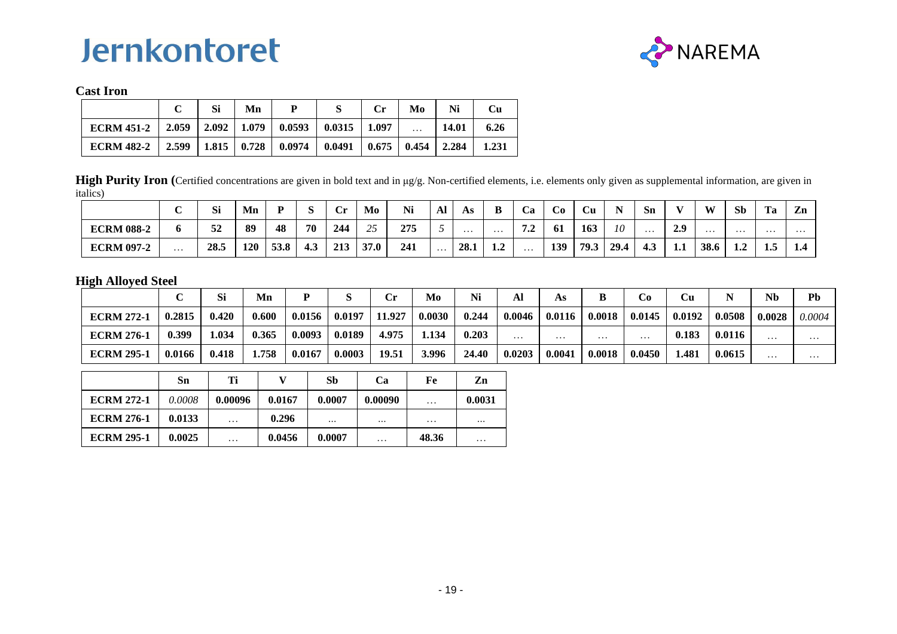## Cast Iron

| | C | Si | Mn | P | S | Cr | Mo | Ni | Cu |
|---|---|---|---|---|---|---|---|---|---|
| **ECRM 451-2** | **2.059** | **2.092** | **1.079** | **0.0593** | **0.0315** | **1.097** | … | **14.01** | **6.26** |
| **ECRM 482-2** | **2.599** | **1.815** | **0.728** | **0.0974** | **0.0491** | **0.675** | **0.454** | **2.284** | **1.231** |

**High Purity Iron (**Certified concentrations are given in bold text and in µg/g. Non-certified elements, i.e. elements only given as supplemental information, are given in italics)

| | C | Si | Mn | P | S | Cr | Mo | Ni | Al | As | B | Ca | Co | Cu | N | Sn | V | W | Sb | Ta | Zn |
|---|---|---|---|---|---|---|---|---|---|---|---|---|---|---|---|---|---|---|---|---|---|
| **ECRM 088-2** | **6** | **52** | **89** | **48** | **70** | **244** | *25* | **275** | *5* | … | … | **7.2** | **61** | **163** | *10* | … | **2.9** | … | … | … | … |
| **ECRM 097-2** | … | **28.5** | **120** | **53.8** | **4.3** | **213** | **37.0** | **241** | … | **28.1** | **1.2** | … | **139** | **79.3** | **29.4** | **4.3** | **1.1** | **38.6** | **1.2** | **1.5** | **1.4** |

## High Alloyed Steel

| | C | Si | Mn | P | S | Cr | Mo | Ni | Al | As | B | Co | Cu | N | Nb | Pb |
|---|---|---|---|---|---|---|---|---|---|---|---|---|---|---|---|---|
| **ECRM 272-1** | **0.2815** | **0.420** | **0.600** | **0.0156** | **0.0197** | **11.927** | **0.0030** | **0.244** | **0.0046** | **0.0116** | **0.0018** | **0.0145** | **0.0192** | **0.0508** | **0.0028** | *0.0004* |
| **ECRM 276-1** | **0.399** | **1.034** | **0.365** | **0.0093** | **0.0189** | **4.975** | **1.134** | **0.203** | … | … | … | … | **0.183** | **0.0116** | … | … |
| **ECRM 295-1** | **0.0166** | **0.418** | **1.758** | **0.0167** | **0.0003** | **19.51** | **3.996** | **24.40** | **0.0203** | **0.0041** | **0.0018** | **0.0450** | **1.481** | **0.0615** | … | … |

| | Sn | Ti | V | Sb | Ca | Fe | Zn |
|---|---|---|---|---|---|---|---|
| **ECRM 272-1** | *0.0008* | **0.00096** | **0.0167** | **0.0007** | **0.00090** | … | **0.0031** |
| **ECRM 276-1** | **0.0133** | … | **0.296** | ... | ... | … | ... |
| **ECRM 295-1** | **0.0025** | … | **0.0456** | **0.0007** | … | **48.36** | … |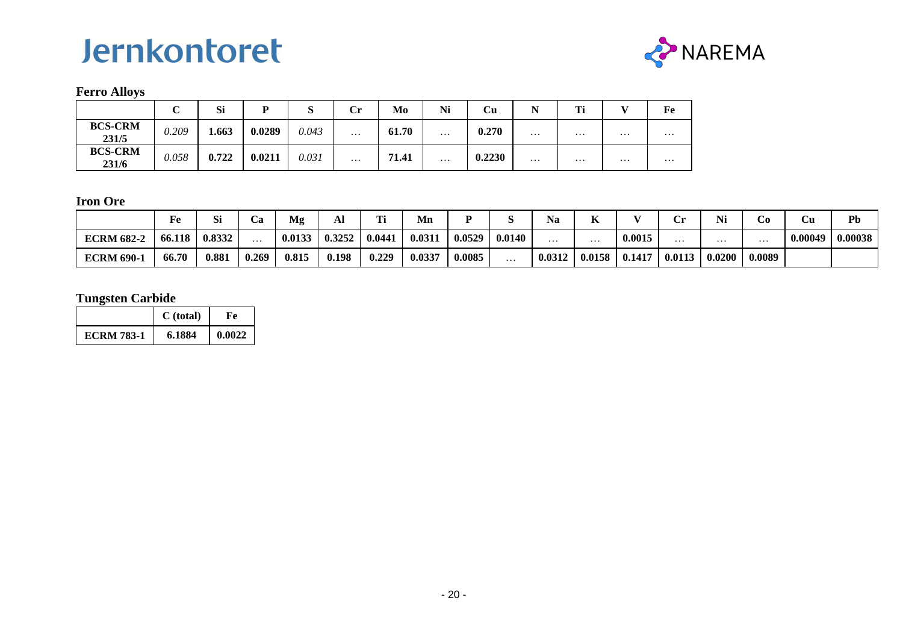## Ferro Alloys

| | C | Si | P | S | Cr | Mo | Ni | Cu | N | Ti | V | Fe |
|---|---|---|---|---|---|---|---|---|---|---|---|---|
| **BCS-CRM 231/5** | *0.209* | **1.663** | **0.0289** | *0.043* | … | **61.70** | … | **0.270** | … | … | … | … |
| **BCS-CRM 231/6** | *0.058* | **0.722** | **0.0211** | *0.031* | … | **71.41** | … | **0.2230** | … | … | … | … |

## Iron Ore

| | Fe | Si | Ca | Mg | Al | Ti | Mn | P | S | Na | K | V | Cr | Ni | Co | Cu | Pb |
|---|---|---|---|---|---|---|---|---|---|---|---|---|---|---|---|---|---|
| **ECRM 682-2** | **66.118** | **0.8332** | … | **0.0133** | **0.3252** | **0.0441** | **0.0311** | **0.0529** | **0.0140** | … | … | **0.0015** | … | … | … | **0.00049** | **0.00038** |
| **ECRM 690-1** | **66.70** | **0.881** | **0.269** | **0.815** | **0.198** | **0.229** | **0.0337** | **0.0085** | … | **0.0312** | **0.0158** | **0.1417** | **0.0113** | **0.0200** | **0.0089** | | |

## Tungsten Carbide

| | C (total) | Fe |
|---|---|---|
| **ECRM 783-1** | **6.1884** | **0.0022** |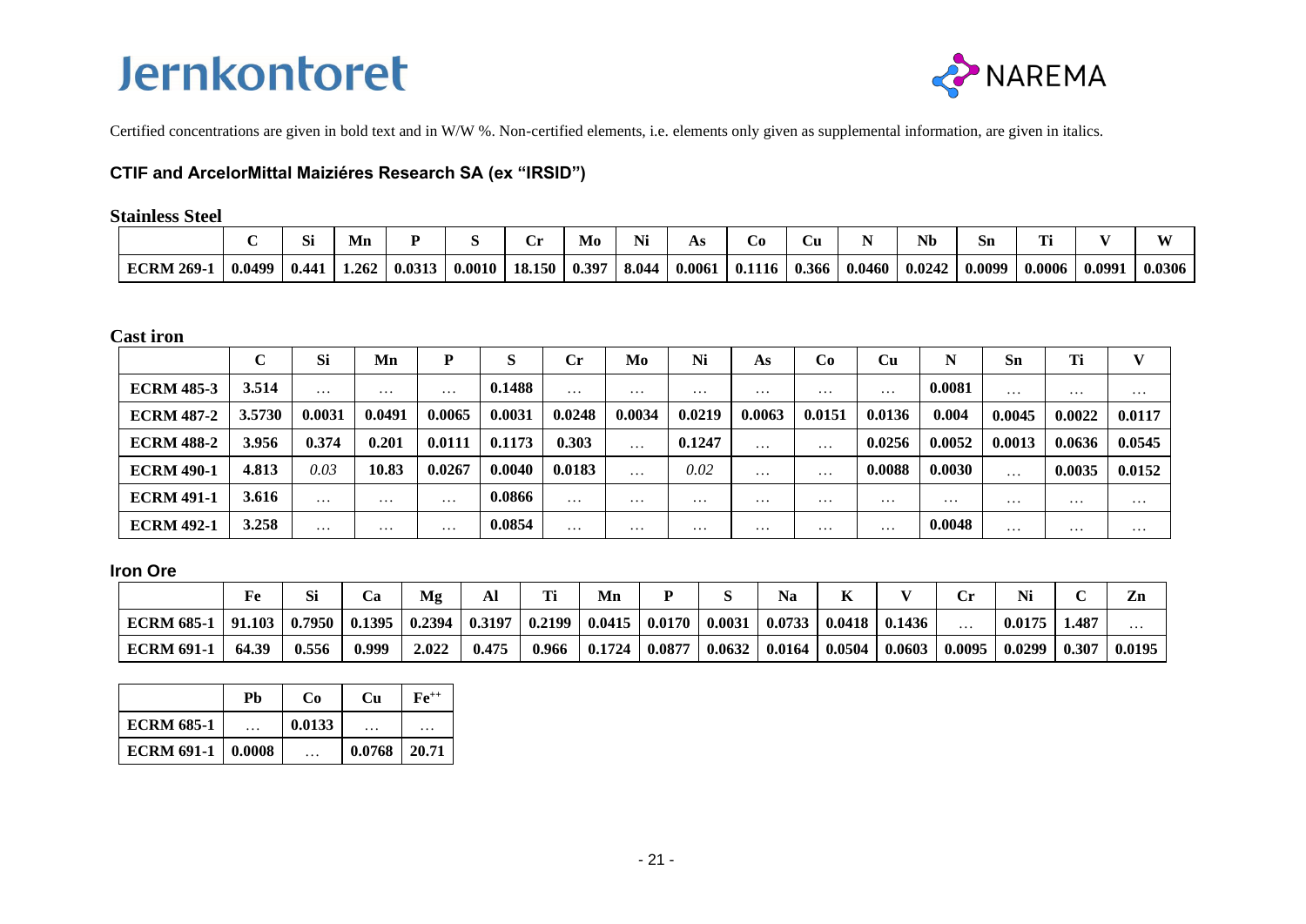# Jernkontoret

NAREMA

Certified concentrations are given in bold text and in W/W %. Non-certified elements, i.e. elements only given as supplemental information, are given in italics.

## CTIF and ArcelorMittal Maiziéres Research SA (ex "IRSID")

### Stainless Steel

| | C | Si | Mn | P | S | Cr | Mo | Ni | As | Co | Cu | N | Nb | Sn | Ti | V | W |
|---|---|---|---|---|---|---|---|---|---|---|---|---|---|---|---|---|---|
| **ECRM 269-1** | **0.0499** | **0.441** | **1.262** | **0.0313** | **0.0010** | **18.150** | **0.397** | **8.044** | **0.0061** | **0.1116** | **0.366** | **0.0460** | **0.0242** | **0.0099** | **0.0006** | **0.0991** | **0.0306** |

### Cast iron

| | C | Si | Mn | P | S | Cr | Mo | Ni | As | Co | Cu | N | Sn | Ti | V |
|---|---|---|---|---|---|---|---|---|---|---|---|---|---|---|---|
| **ECRM 485-3** | **3.514** | … | … | … | **0.1488** | … | … | … | … | … | … | **0.0081** | … | … | … |
| **ECRM 487-2** | **3.5730** | **0.0031** | **0.0491** | **0.0065** | **0.0031** | **0.0248** | **0.0034** | **0.0219** | **0.0063** | **0.0151** | **0.0136** | **0.004** | **0.0045** | **0.0022** | **0.0117** |
| **ECRM 488-2** | **3.956** | **0.374** | **0.201** | **0.0111** | **0.1173** | **0.303** | … | **0.1247** | … | … | **0.0256** | **0.0052** | **0.0013** | **0.0636** | **0.0545** |
| **ECRM 490-1** | **4.813** | *0.03* | **10.83** | **0.0267** | **0.0040** | **0.0183** | … | *0.02* | … | … | **0.0088** | **0.0030** | … | **0.0035** | **0.0152** |
| **ECRM 491-1** | **3.616** | … | … | … | **0.0866** | … | … | … | … | … | … | … | … | … | … |
| **ECRM 492-1** | **3.258** | … | … | … | **0.0854** | … | … | … | … | … | … | **0.0048** | … | … | … |

### Iron Ore

| | Fe | Si | Ca | Mg | Al | Ti | Mn | P | S | Na | K | V | Cr | Ni | C | Zn |
|---|---|---|---|---|---|---|---|---|---|---|---|---|---|---|---|---|
| **ECRM 685-1** | **91.103** | **0.7950** | **0.1395** | **0.2394** | **0.3197** | **0.2199** | **0.0415** | **0.0170** | **0.0031** | **0.0733** | **0.0418** | **0.1436** | … | **0.0175** | **1.487** | … |
| **ECRM 691-1** | **64.39** | **0.556** | **0.999** | **2.022** | **0.475** | **0.966** | **0.1724** | **0.0877** | **0.0632** | **0.0164** | **0.0504** | **0.0603** | **0.0095** | **0.0299** | **0.307** | **0.0195** |

| | Pb | Co | Cu | $Fe^{++}$ |
|---|---|---|---|---|
| **ECRM 685-1** | … | **0.0133** | … | … |
| **ECRM 691-1** | **0.0008** | … | **0.0768** | **20.71** |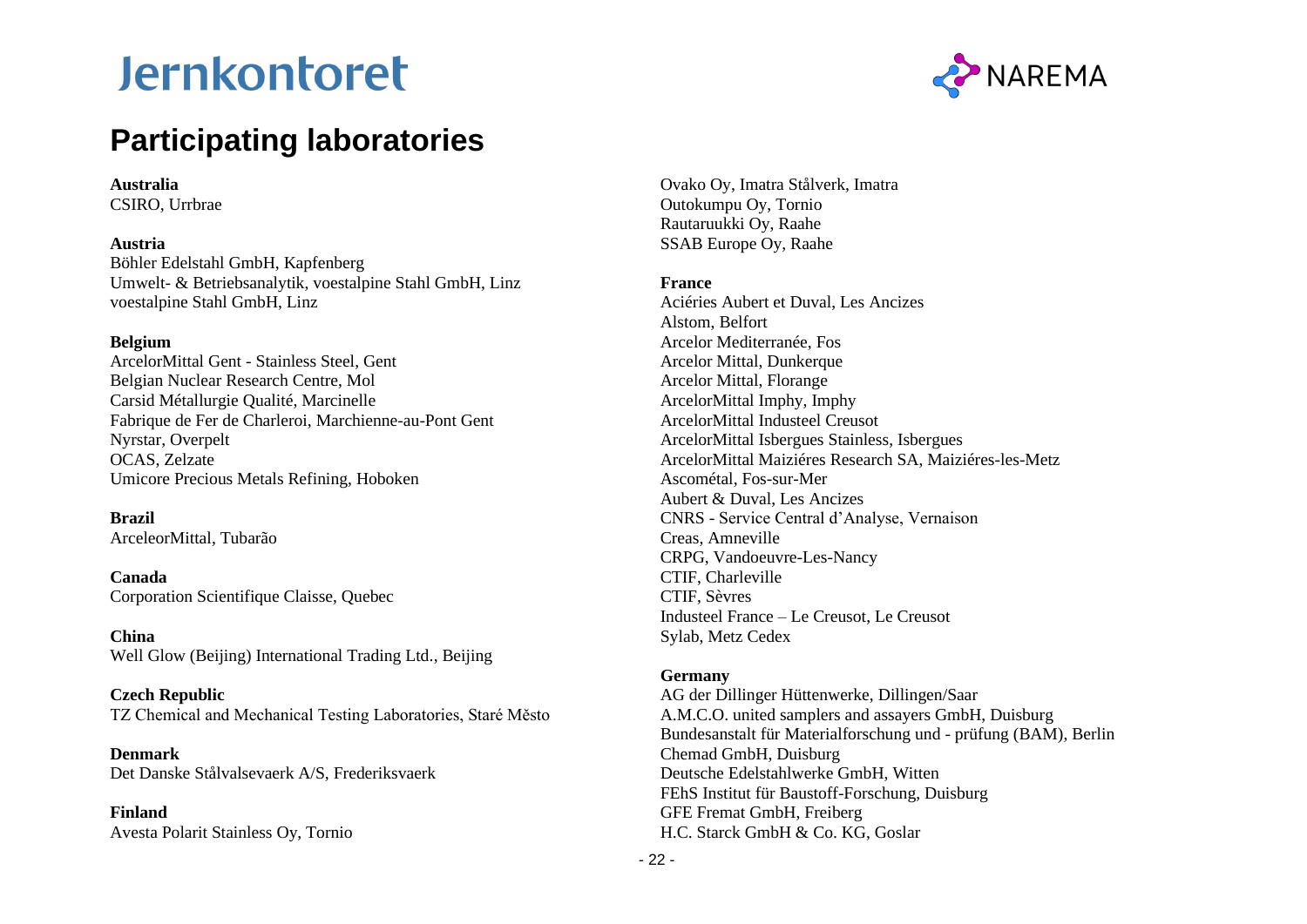# Participating laboratories

**Australia**
CSIRO, Urrbrae

**Austria**
Böhler Edelstahl GmbH, Kapfenberg
Umwelt- & Betriebsanalytik, voestalpine Stahl GmbH, Linz
voestalpine Stahl GmbH, Linz

**Belgium**
ArcelorMittal Gent - Stainless Steel, Gent
Belgian Nuclear Research Centre, Mol
Carsid Métallurgie Qualité, Marcinelle
Fabrique de Fer de Charleroi, Marchienne-au-Pont Gent
Nyrstar, Overpelt
OCAS, Zelzate
Umicore Precious Metals Refining, Hoboken

**Brazil**
ArceleorMittal, Tubarão

**Canada**
Corporation Scientifique Claisse, Quebec

**China**
Well Glow (Beijing) International Trading Ltd., Beijing

**Czech Republic**
TZ Chemical and Mechanical Testing Laboratories, Staré Město

**Denmark**
Det Danske Stålvalsevaerk A/S, Frederiksvaerk

**Finland**
Avesta Polarit Stainless Oy, Tornio
Ovako Oy, Imatra Stålverk, Imatra
Outokumpu Oy, Tornio
Rautaruukki Oy, Raahe
SSAB Europe Oy, Raahe

**France**
Aciéries Aubert et Duval, Les Ancizes
Alstom, Belfort
Arcelor Mediterranée, Fos
Arcelor Mittal, Dunkerque
Arcelor Mittal, Florange
ArcelorMittal Imphy, Imphy
ArcelorMittal Industeel Creusot
ArcelorMittal Isbergues Stainless, Isbergues
ArcelorMittal Maiziéres Research SA, Maiziéres-les-Metz
Ascométal, Fos-sur-Mer
Aubert & Duval, Les Ancizes
CNRS - Service Central d'Analyse, Vernaison
Creas, Amneville
CRPG, Vandoeuvre-Les-Nancy
CTIF, Charleville
CTIF, Sèvres
Industeel France – Le Creusot, Le Creusot
Sylab, Metz Cedex

**Germany**
AG der Dillinger Hüttenwerke, Dillingen/Saar
A.M.C.O. united samplers and assayers GmbH, Duisburg
Bundesanstalt für Materialforschung und - prüfung (BAM), Berlin
Chemad GmbH, Duisburg
Deutsche Edelstahlwerke GmbH, Witten
FEhS Institut für Baustoff-Forschung, Duisburg
GFE Fremat GmbH, Freiberg
H.C. Starck GmbH & Co. KG, Goslar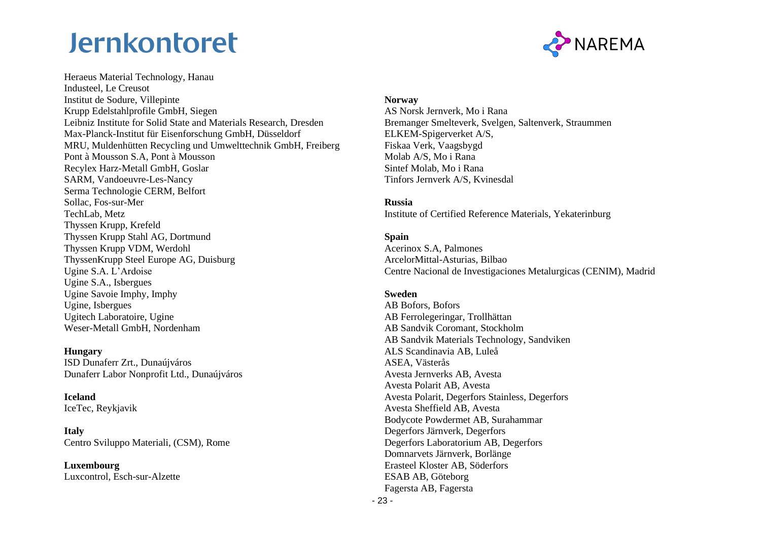Heraeus Material Technology, Hanau
Industeel, Le Creusot
Institut de Sodure, Villepinte
Krupp Edelstahlprofile GmbH, Siegen
Leibniz Institute for Solid State and Materials Research, Dresden
Max-Planck-Institut für Eisenforschung GmbH, Düsseldorf
MRU, Muldenhütten Recycling und Umwelttechnik GmbH, Freiberg
Pont à Mousson S.A, Pont à Mousson
Recylex Harz-Metall GmbH, Goslar
SARM, Vandoeuvre-Les-Nancy
Serma Technologie CERM, Belfort
Sollac, Fos-sur-Mer
TechLab, Metz
Thyssen Krupp, Krefeld
Thyssen Krupp Stahl AG, Dortmund
Thyssen Krupp VDM, Werdohl
ThyssenKrupp Steel Europe AG, Duisburg
Ugine S.A. L'Ardoise
Ugine S.A., Isbergues
Ugine Savoie Imphy, Imphy
Ugine, Isbergues
Ugitech Laboratoire, Ugine
Weser-Metall GmbH, Nordenham

**Hungary**
ISD Dunaferr Zrt., Dunaújváros
Dunaferr Labor Nonprofit Ltd., Dunaújváros

**Iceland**
IceTec, Reykjavik

**Italy**
Centro Sviluppo Materiali, (CSM), Rome

**Luxembourg**
Luxcontrol, Esch-sur-Alzette

**Norway**
AS Norsk Jernverk, Mo i Rana
Bremanger Smelteverk, Svelgen, Saltenverk, Straummen
ELKEM-Spigerverket A/S,
Fiskaa Verk, Vaagsbygd
Molab A/S, Mo i Rana
Sintef Molab, Mo i Rana
Tinfors Jernverk A/S, Kvinesdal

**Russia**
Institute of Certified Reference Materials, Yekaterinburg

**Spain**
Acerinox S.A, Palmones
ArcelorMittal-Asturias, Bilbao
Centre Nacional de Investigaciones Metalurgicas (CENIM), Madrid

**Sweden**
AB Bofors, Bofors
AB Ferrolegeringar, Trollhättan
AB Sandvik Coromant, Stockholm
AB Sandvik Materials Technology, Sandviken
ALS Scandinavia AB, Luleå
ASEA, Västerås
Avesta Jernverks AB, Avesta
Avesta Polarit AB, Avesta
Avesta Polarit, Degerfors Stainless, Degerfors
Avesta Sheffield AB, Avesta
Bodycote Powdermet AB, Surahammar
Degerfors Järnverk, Degerfors
Degerfors Laboratorium AB, Degerfors
Domnarvets Järnverk, Borlänge
Erasteel Kloster AB, Söderfors
ESAB AB, Göteborg
Fagersta AB, Fagersta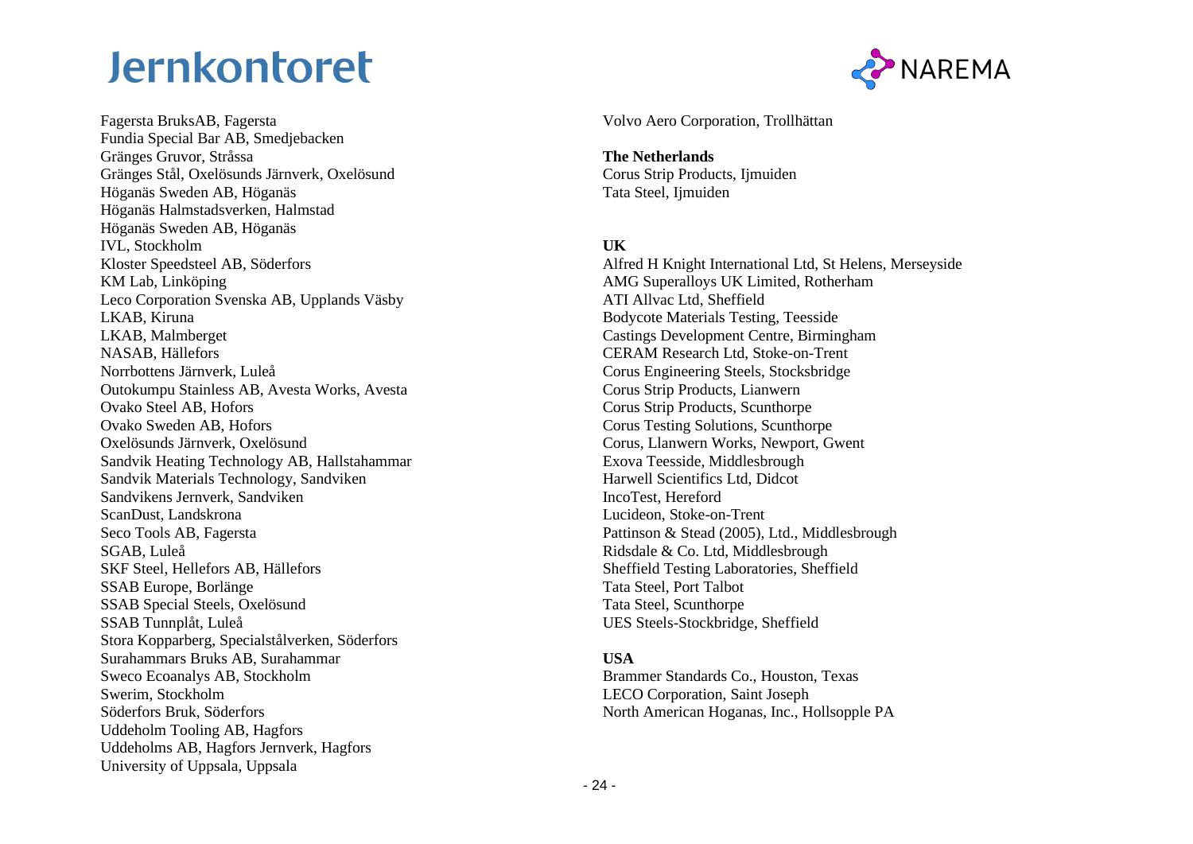Fagersta BruksAB, Fagersta
Fundia Special Bar AB, Smedjebacken
Gränges Gruvor, Stråssa
Gränges Stål, Oxelösunds Järnverk, Oxelösund
Höganäs Sweden AB, Höganäs
Höganäs Halmstadsverken, Halmstad
Höganäs Sweden AB, Höganäs
IVL, Stockholm
Kloster Speedsteel AB, Söderfors
KM Lab, Linköping
Leco Corporation Svenska AB, Upplands Väsby
LKAB, Kiruna
LKAB, Malmberget
NASAB, Hällefors
Norrbottens Järnverk, Luleå
Outokumpu Stainless AB, Avesta Works, Avesta
Ovako Steel AB, Hofors
Ovako Sweden AB, Hofors
Oxelösunds Järnverk, Oxelösund
Sandvik Heating Technology AB, Hallstahammar
Sandvik Materials Technology, Sandviken
Sandvikens Jernverk, Sandviken
ScanDust, Landskrona
Seco Tools AB, Fagersta
SGAB, Luleå
SKF Steel, Hellefors AB, Hällefors
SSAB Europe, Borlänge
SSAB Special Steels, Oxelösund
SSAB Tunnplåt, Luleå
Stora Kopparberg, Specialstålverken, Söderfors
Surahammars Bruks AB, Surahammar
Sweco Ecoanalys AB, Stockholm
Swerim, Stockholm
Söderfors Bruk, Söderfors
Uddeholm Tooling AB, Hagfors
Uddeholms AB, Hagfors Jernverk, Hagfors
University of Uppsala, Uppsala
Volvo Aero Corporation, Trollhättan

**The Netherlands**
Corus Strip Products, Ijmuiden
Tata Steel, Ijmuiden

**UK**
Alfred H Knight International Ltd, St Helens, Merseyside
AMG Superalloys UK Limited, Rotherham
ATI Allvac Ltd, Sheffield
Bodycote Materials Testing, Teesside
Castings Development Centre, Birmingham
CERAM Research Ltd, Stoke-on-Trent
Corus Engineering Steels, Stocksbridge
Corus Strip Products, Lianwern
Corus Strip Products, Scunthorpe
Corus Testing Solutions, Scunthorpe
Corus, Llanwern Works, Newport, Gwent
Exova Teesside, Middlesbrough
Harwell Scientifics Ltd, Didcot
IncoTest, Hereford
Lucideon, Stoke-on-Trent
Pattinson & Stead (2005), Ltd., Middlesbrough
Ridsdale & Co. Ltd, Middlesbrough
Sheffield Testing Laboratories, Sheffield
Tata Steel, Port Talbot
Tata Steel, Scunthorpe
UES Steels-Stockbridge, Sheffield

**USA**
Brammer Standards Co., Houston, Texas
LECO Corporation, Saint Joseph
North American Hoganas, Inc., Hollsopple PA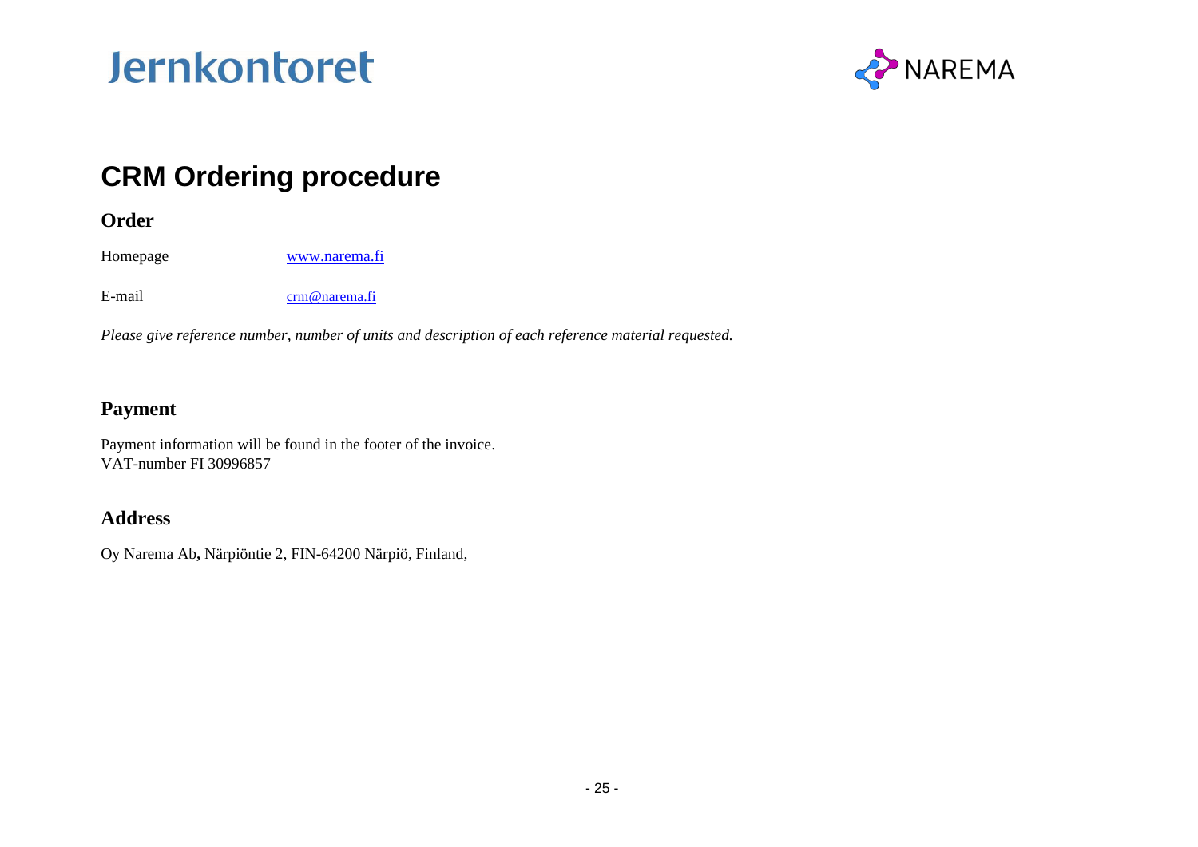# CRM Ordering procedure

## Order

Homepage www.narema.fi

E-mail crm@narema.fi

*Please give reference number, number of units and description of each reference material requested.*

## Payment

Payment information will be found in the footer of the invoice.
VAT-number FI 30996857

## Address

Oy Narema Ab**,** Närpiöntie 2, FIN-64200 Närpiö, Finland,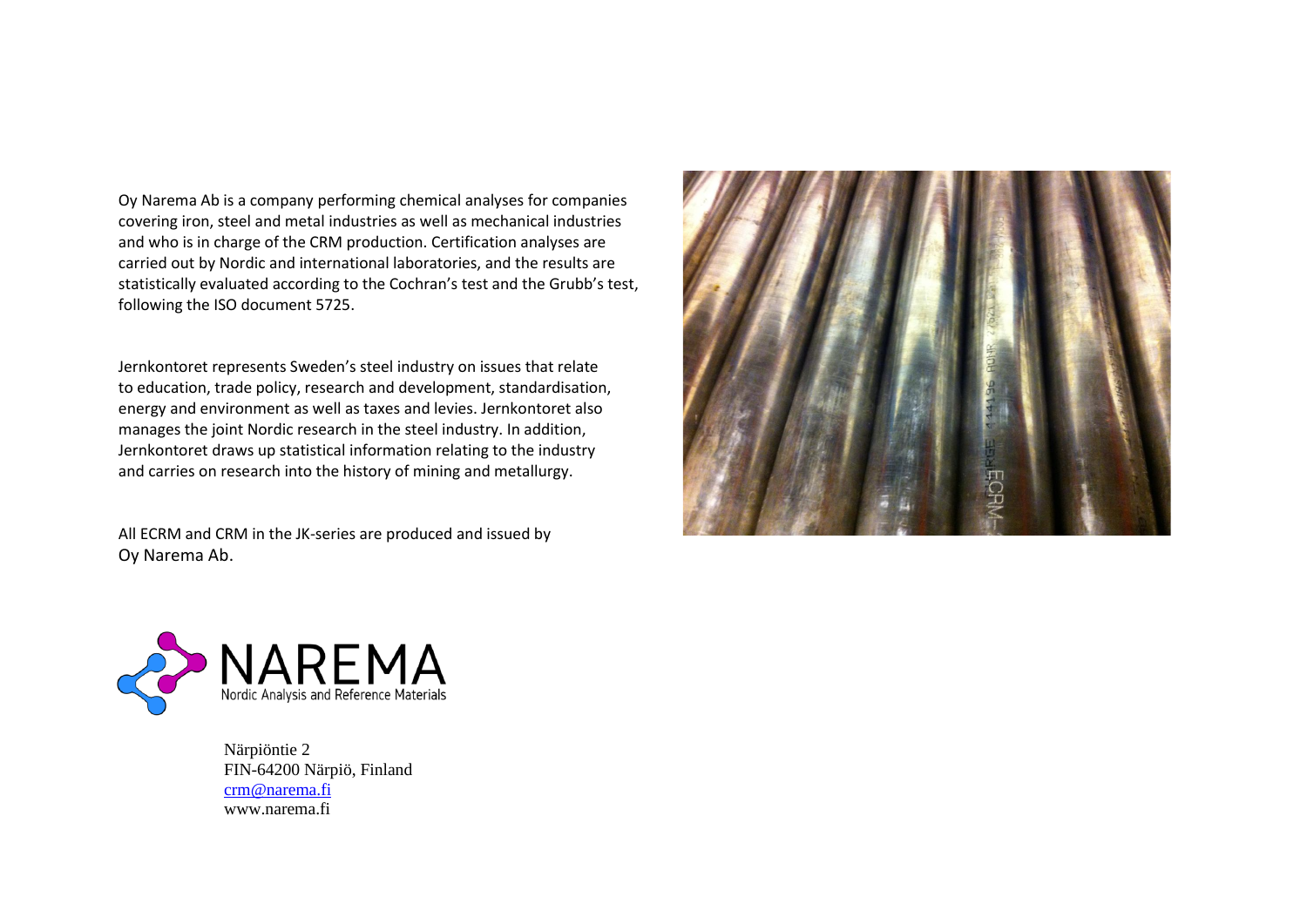Oy Narema Ab is a company performing chemical analyses for companies covering iron, steel and metal industries as well as mechanical industries and who is in charge of the CRM production. Certification analyses are carried out by Nordic and international laboratories, and the results are statistically evaluated according to the Cochran's test and the Grubb's test, following the ISO document 5725.

Jernkontoret represents Sweden's steel industry on issues that relate to education, trade policy, research and development, standardisation, energy and environment as well as taxes and levies. Jernkontoret also manages the joint Nordic research in the steel industry. In addition, Jernkontoret draws up statistical information relating to the industry and carries on research into the history of mining and metallurgy.

All ECRM and CRM in the JK-series are produced and issued by Oy Narema Ab.

NAREMA
Nordic Analysis and Reference Materials

Närpiöntie 2
FIN-64200 Närpiö, Finland
crm@narema.fi
www.narema.fi